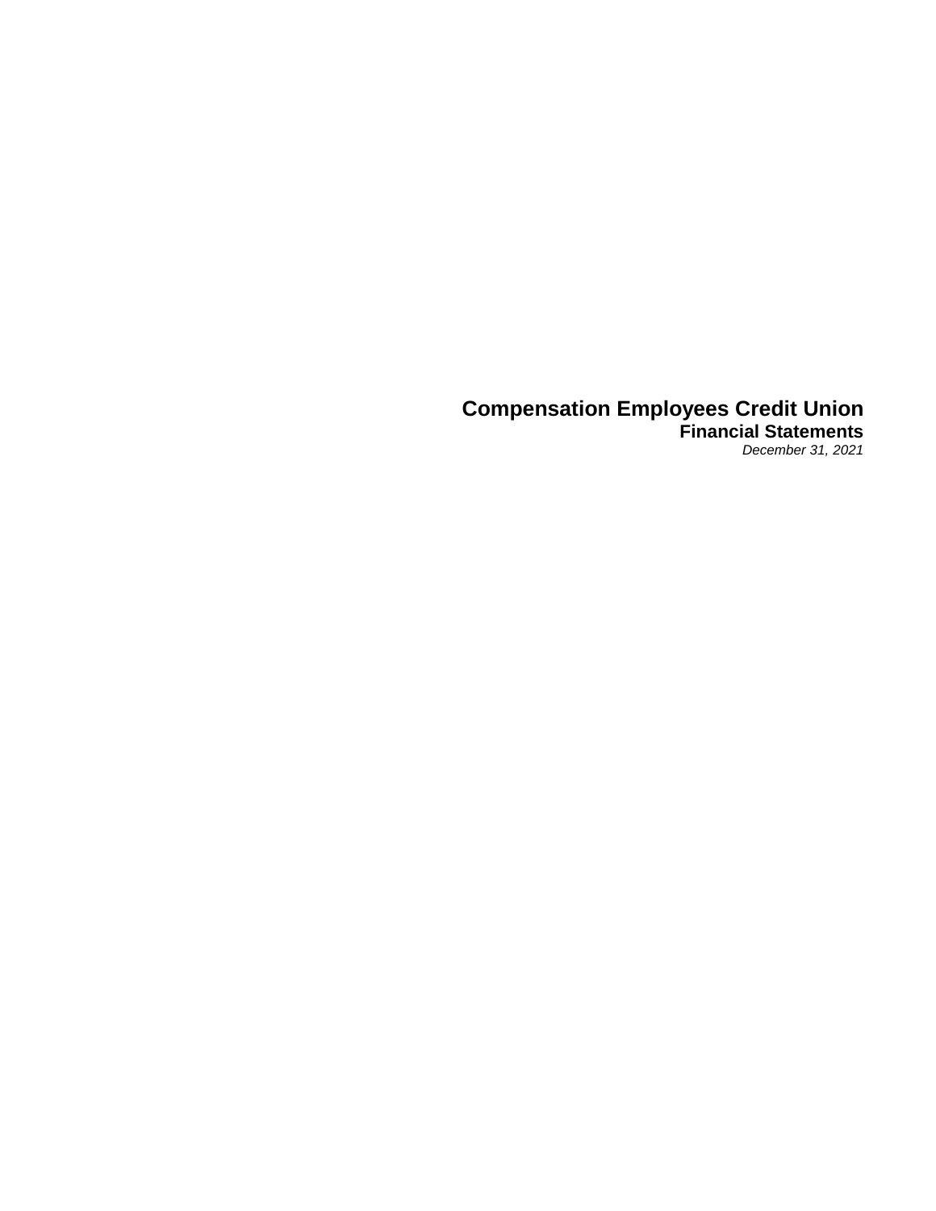# Compensation Employees Credit Union

## Financial Statements

*December 31, 2021*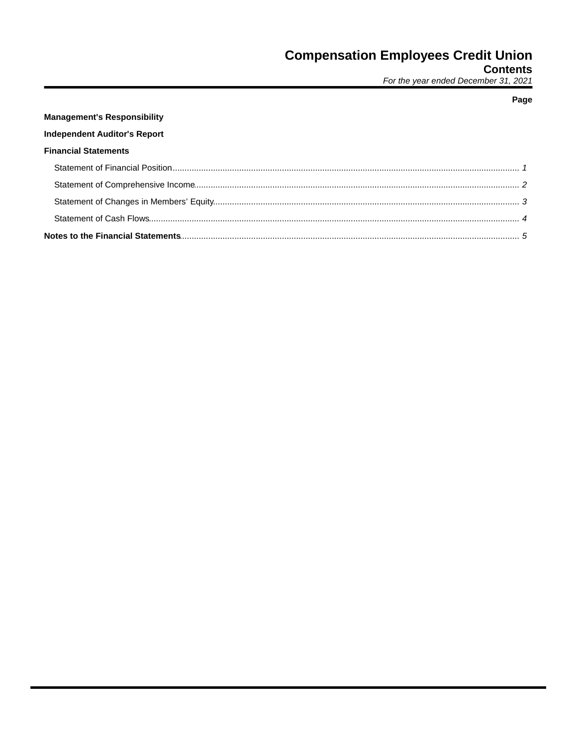# Compensation Employees Credit Union

## Contents

*For the year ended December 31, 2021*

| | Page |
|---|---|
| **Management's Responsibility** | |
| **Independent Auditor's Report** | |
| **Financial Statements** | |
| Statement of Financial Position | 1 |
| Statement of Comprehensive Income | 2 |
| Statement of Changes in Members' Equity | 3 |
| Statement of Cash Flows | 4 |
| **Notes to the Financial Statements** | 5 |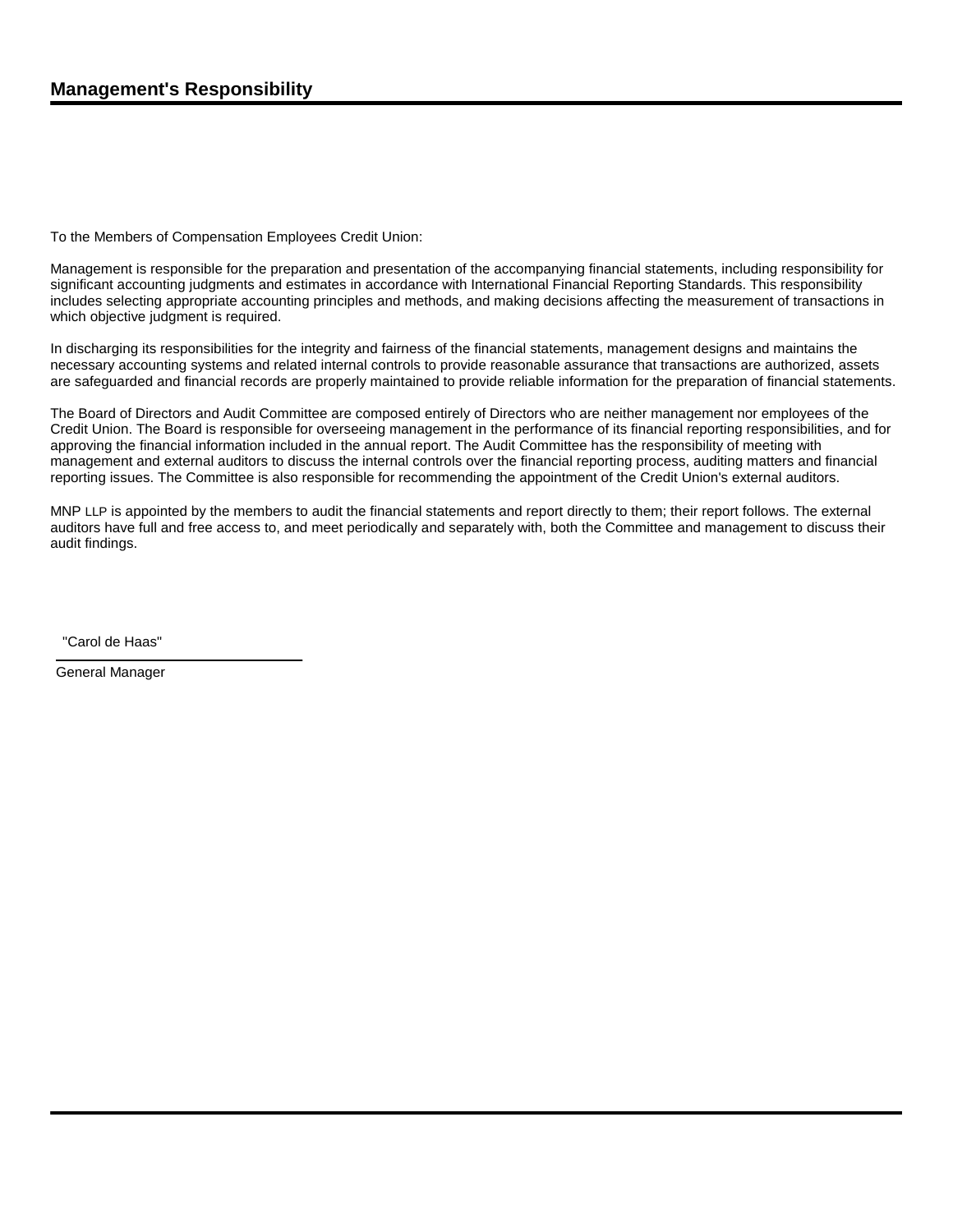## Management's Responsibility

To the Members of Compensation Employees Credit Union:

Management is responsible for the preparation and presentation of the accompanying financial statements, including responsibility for significant accounting judgments and estimates in accordance with International Financial Reporting Standards. This responsibility includes selecting appropriate accounting principles and methods, and making decisions affecting the measurement of transactions in which objective judgment is required.

In discharging its responsibilities for the integrity and fairness of the financial statements, management designs and maintains the necessary accounting systems and related internal controls to provide reasonable assurance that transactions are authorized, assets are safeguarded and financial records are properly maintained to provide reliable information for the preparation of financial statements.

The Board of Directors and Audit Committee are composed entirely of Directors who are neither management nor employees of the Credit Union. The Board is responsible for overseeing management in the performance of its financial reporting responsibilities, and for approving the financial information included in the annual report. The Audit Committee has the responsibility of meeting with management and external auditors to discuss the internal controls over the financial reporting process, auditing matters and financial reporting issues. The Committee is also responsible for recommending the appointment of the Credit Union's external auditors.

MNP LLP is appointed by the members to audit the financial statements and report directly to them; their report follows. The external auditors have full and free access to, and meet periodically and separately with, both the Committee and management to discuss their audit findings.

"Carol de Haas"

General Manager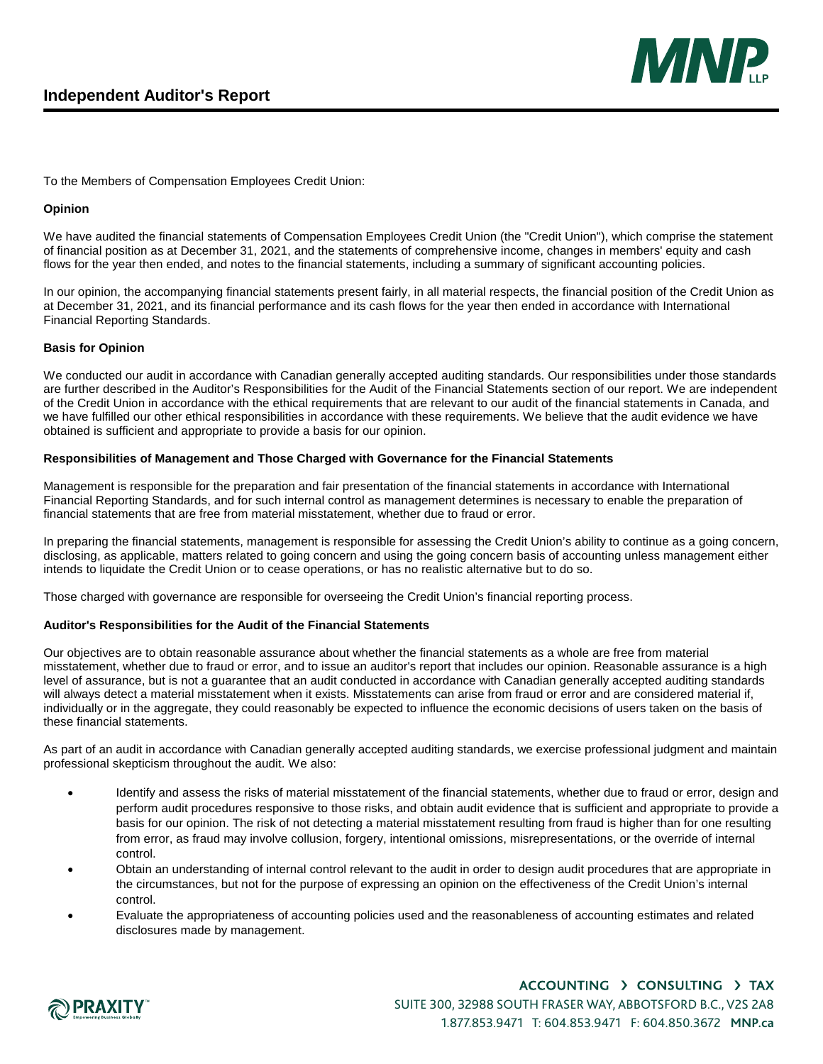# Independent Auditor's Report

To the Members of Compensation Employees Credit Union:

**Opinion**

We have audited the financial statements of Compensation Employees Credit Union (the "Credit Union"), which comprise the statement of financial position as at December 31, 2021, and the statements of comprehensive income, changes in members' equity and cash flows for the year then ended, and notes to the financial statements, including a summary of significant accounting policies.

In our opinion, the accompanying financial statements present fairly, in all material respects, the financial position of the Credit Union as at December 31, 2021, and its financial performance and its cash flows for the year then ended in accordance with International Financial Reporting Standards.

**Basis for Opinion**

We conducted our audit in accordance with Canadian generally accepted auditing standards. Our responsibilities under those standards are further described in the Auditor's Responsibilities for the Audit of the Financial Statements section of our report. We are independent of the Credit Union in accordance with the ethical requirements that are relevant to our audit of the financial statements in Canada, and we have fulfilled our other ethical responsibilities in accordance with these requirements. We believe that the audit evidence we have obtained is sufficient and appropriate to provide a basis for our opinion.

**Responsibilities of Management and Those Charged with Governance for the Financial Statements**

Management is responsible for the preparation and fair presentation of the financial statements in accordance with International Financial Reporting Standards, and for such internal control as management determines is necessary to enable the preparation of financial statements that are free from material misstatement, whether due to fraud or error.

In preparing the financial statements, management is responsible for assessing the Credit Union's ability to continue as a going concern, disclosing, as applicable, matters related to going concern and using the going concern basis of accounting unless management either intends to liquidate the Credit Union or to cease operations, or has no realistic alternative but to do so.

Those charged with governance are responsible for overseeing the Credit Union's financial reporting process.

**Auditor's Responsibilities for the Audit of the Financial Statements**

Our objectives are to obtain reasonable assurance about whether the financial statements as a whole are free from material misstatement, whether due to fraud or error, and to issue an auditor's report that includes our opinion. Reasonable assurance is a high level of assurance, but is not a guarantee that an audit conducted in accordance with Canadian generally accepted auditing standards will always detect a material misstatement when it exists. Misstatements can arise from fraud or error and are considered material if, individually or in the aggregate, they could reasonably be expected to influence the economic decisions of users taken on the basis of these financial statements.

As part of an audit in accordance with Canadian generally accepted auditing standards, we exercise professional judgment and maintain professional skepticism throughout the audit. We also:

- Identify and assess the risks of material misstatement of the financial statements, whether due to fraud or error, design and perform audit procedures responsive to those risks, and obtain audit evidence that is sufficient and appropriate to provide a basis for our opinion. The risk of not detecting a material misstatement resulting from fraud is higher than for one resulting from error, as fraud may involve collusion, forgery, intentional omissions, misrepresentations, or the override of internal control.
- Obtain an understanding of internal control relevant to the audit in order to design audit procedures that are appropriate in the circumstances, but not for the purpose of expressing an opinion on the effectiveness of the Credit Union's internal control.
- Evaluate the appropriateness of accounting policies used and the reasonableness of accounting estimates and related disclosures made by management.

ACCOUNTING › CONSULTING › TAX
SUITE 300, 32988 SOUTH FRASER WAY, ABBOTSFORD B.C., V2S 2A8
1.877.853.9471 T: 604.853.9471 F: 604.850.3672 MNP.ca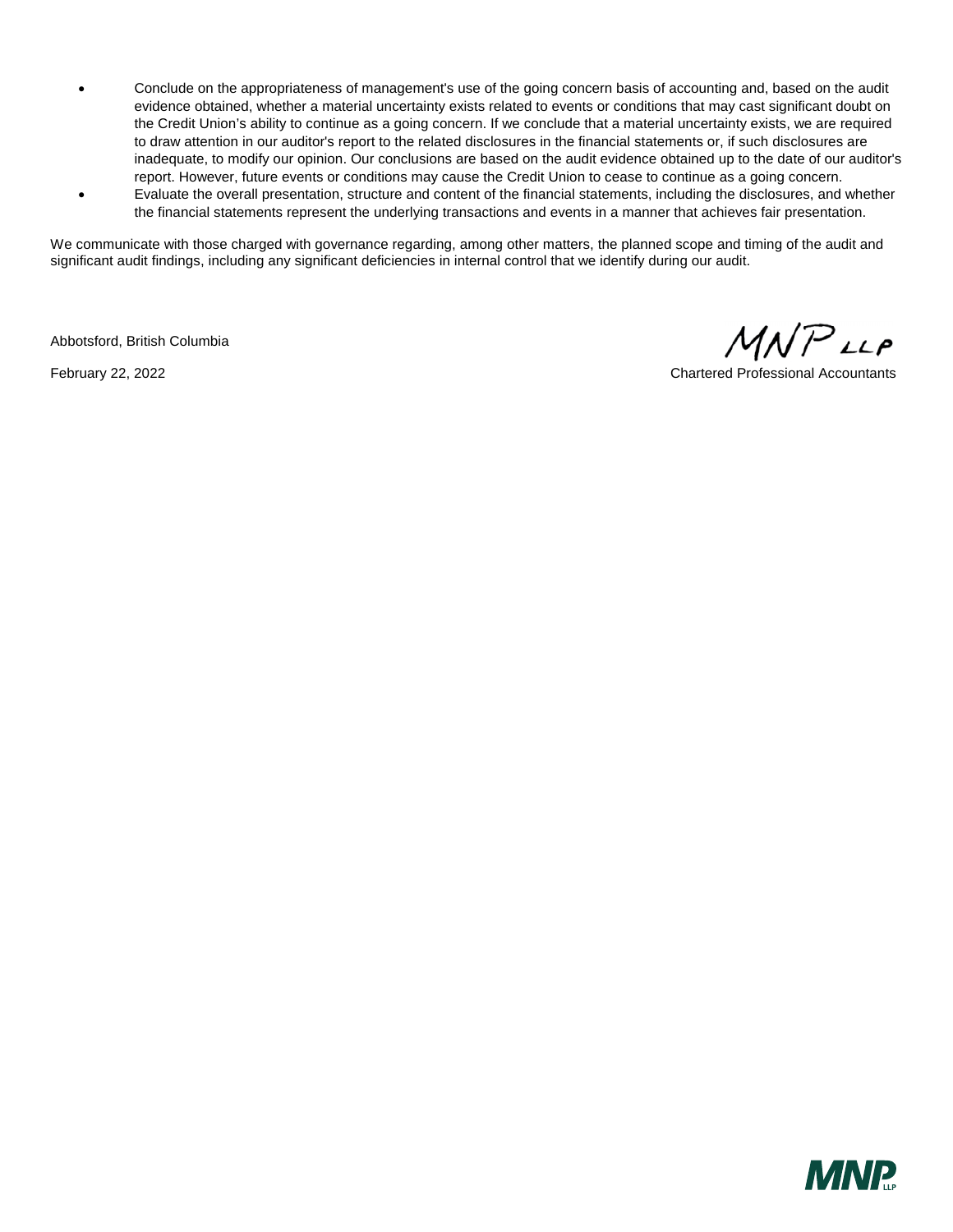- Conclude on the appropriateness of management's use of the going concern basis of accounting and, based on the audit evidence obtained, whether a material uncertainty exists related to events or conditions that may cast significant doubt on the Credit Union's ability to continue as a going concern. If we conclude that a material uncertainty exists, we are required to draw attention in our auditor's report to the related disclosures in the financial statements or, if such disclosures are inadequate, to modify our opinion. Our conclusions are based on the audit evidence obtained up to the date of our auditor's report. However, future events or conditions may cause the Credit Union to cease to continue as a going concern.
- Evaluate the overall presentation, structure and content of the financial statements, including the disclosures, and whether the financial statements represent the underlying transactions and events in a manner that achieves fair presentation.

We communicate with those charged with governance regarding, among other matters, the planned scope and timing of the audit and significant audit findings, including any significant deficiencies in internal control that we identify during our audit.

Abbotsford, British Columbia

February 22, 2022

MNP LLP

Chartered Professional Accountants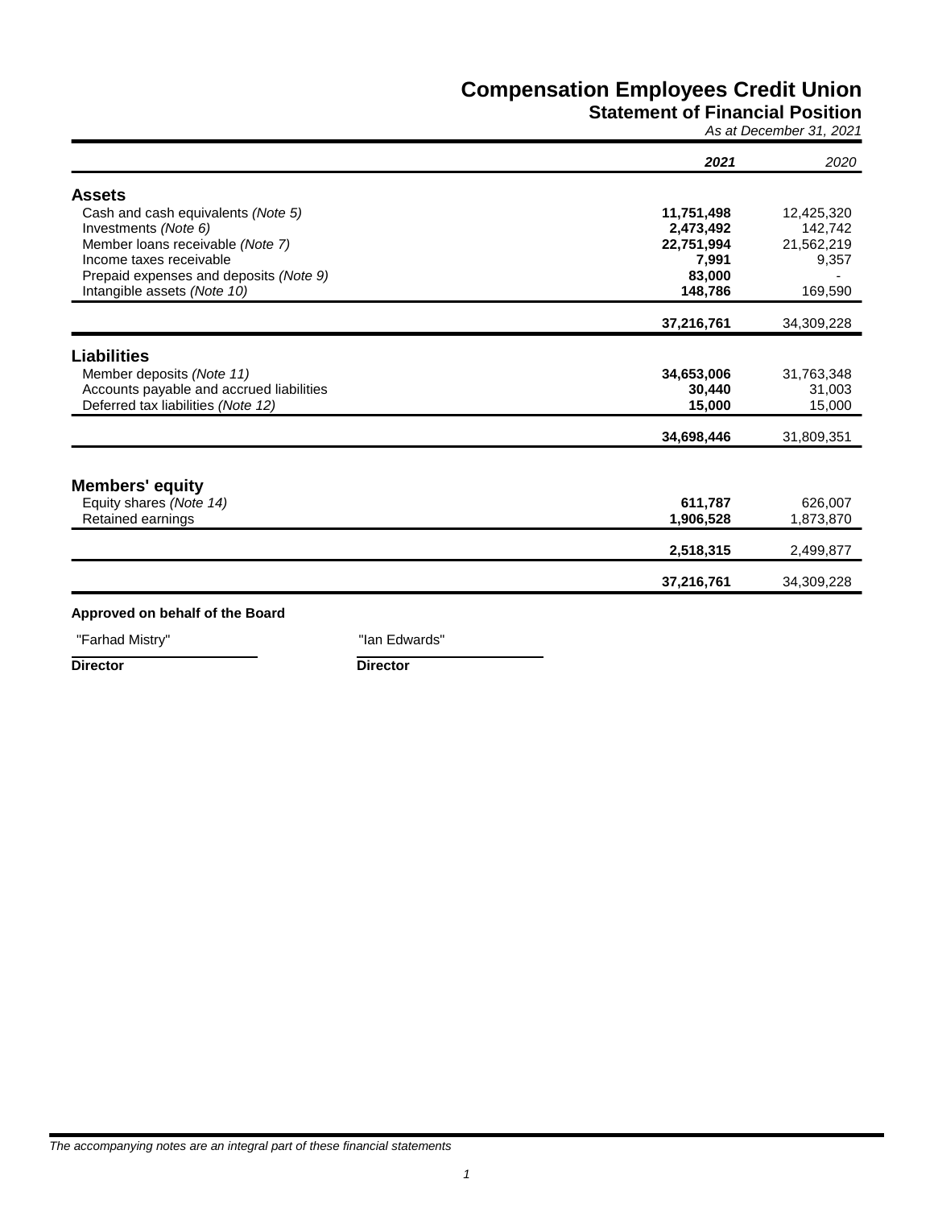# Compensation Employees Credit Union

## Statement of Financial Position

*As at December 31, 2021*

| | **2021** | *2020* |
|---|---|---|
| **Assets** | | |
| Cash and cash equivalents *(Note 5)* | **11,751,498** | 12,425,320 |
| Investments *(Note 6)* | **2,473,492** | 142,742 |
| Member loans receivable *(Note 7)* | **22,751,994** | 21,562,219 |
| Income taxes receivable | **7,991** | 9,357 |
| Prepaid expenses and deposits *(Note 9)* | **83,000** | - |
| Intangible assets *(Note 10)* | **148,786** | 169,590 |
| | **37,216,761** | 34,309,228 |
| **Liabilities** | | |
| Member deposits *(Note 11)* | **34,653,006** | 31,763,348 |
| Accounts payable and accrued liabilities | **30,440** | 31,003 |
| Deferred tax liabilities *(Note 12)* | **15,000** | 15,000 |
| | **34,698,446** | 31,809,351 |
| **Members' equity** | | |
| Equity shares *(Note 14)* | **611,787** | 626,007 |
| Retained earnings | **1,906,528** | 1,873,870 |
| | **2,518,315** | 2,499,877 |
| | **37,216,761** | 34,309,228 |

**Approved on behalf of the Board**

"Farhad Mistry" — **Director**

"Ian Edwards" — **Director**

*The accompanying notes are an integral part of these financial statements*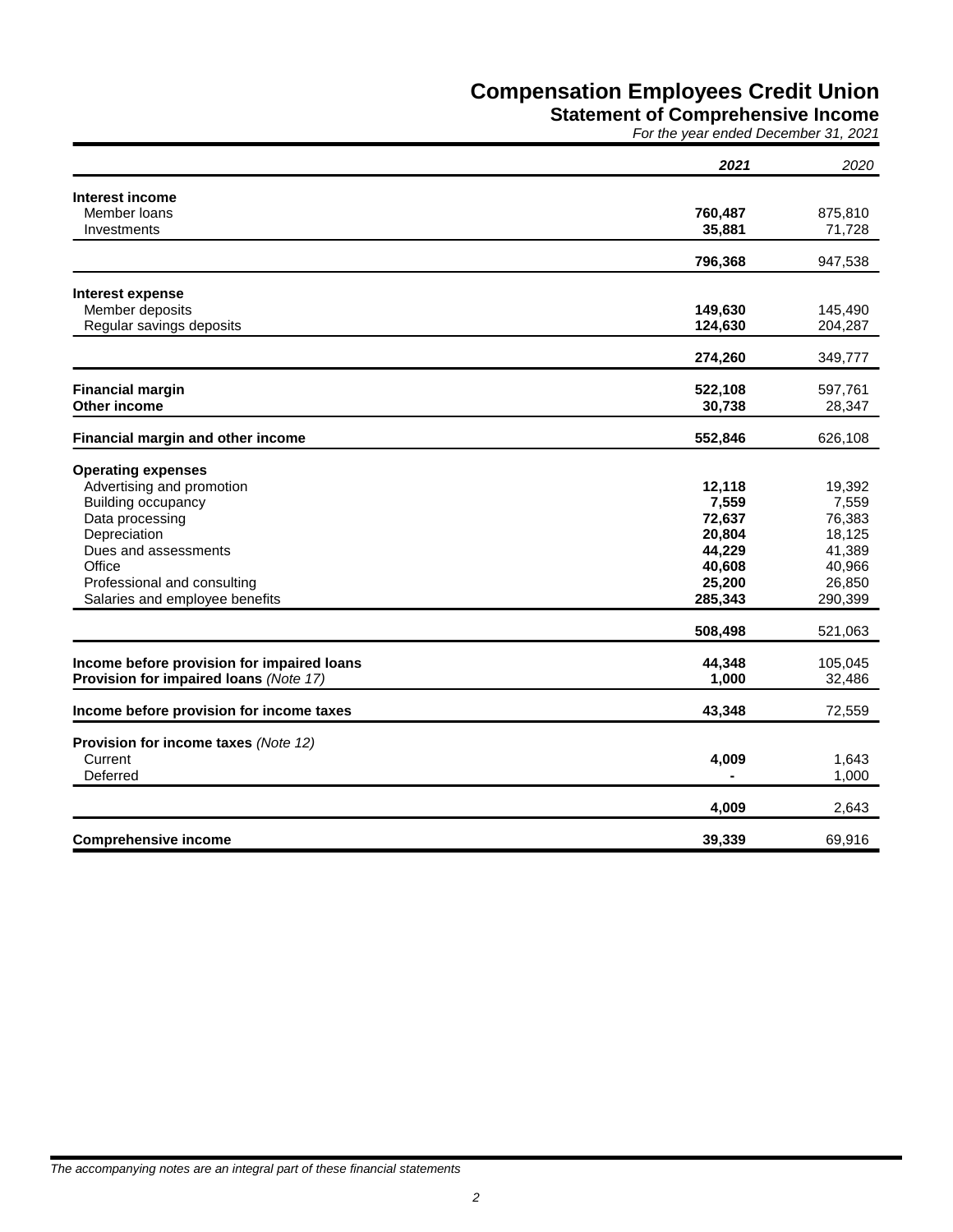# Compensation Employees Credit Union

## Statement of Comprehensive Income

*For the year ended December 31, 2021*

| | **2021** | *2020* |
|---|---:|---:|
| **Interest income** | | |
| Member loans | **760,487** | 875,810 |
| Investments | **35,881** | 71,728 |
| | **796,368** | 947,538 |
| **Interest expense** | | |
| Member deposits | **149,630** | 145,490 |
| Regular savings deposits | **124,630** | 204,287 |
| | **274,260** | 349,777 |
| **Financial margin** | **522,108** | 597,761 |
| **Other income** | **30,738** | 28,347 |
| **Financial margin and other income** | **552,846** | 626,108 |
| **Operating expenses** | | |
| Advertising and promotion | **12,118** | 19,392 |
| Building occupancy | **7,559** | 7,559 |
| Data processing | **72,637** | 76,383 |
| Depreciation | **20,804** | 18,125 |
| Dues and assessments | **44,229** | 41,389 |
| Office | **40,608** | 40,966 |
| Professional and consulting | **25,200** | 26,850 |
| Salaries and employee benefits | **285,343** | 290,399 |
| | **508,498** | 521,063 |
| **Income before provision for impaired loans** | **44,348** | 105,045 |
| **Provision for impaired loans** *(Note 17)* | **1,000** | 32,486 |
| **Income before provision for income taxes** | **43,348** | 72,559 |
| **Provision for income taxes** *(Note 12)* | | |
| Current | **4,009** | 1,643 |
| Deferred | **-** | 1,000 |
| | **4,009** | 2,643 |
| **Comprehensive income** | **39,339** | 69,916 |

*The accompanying notes are an integral part of these financial statements*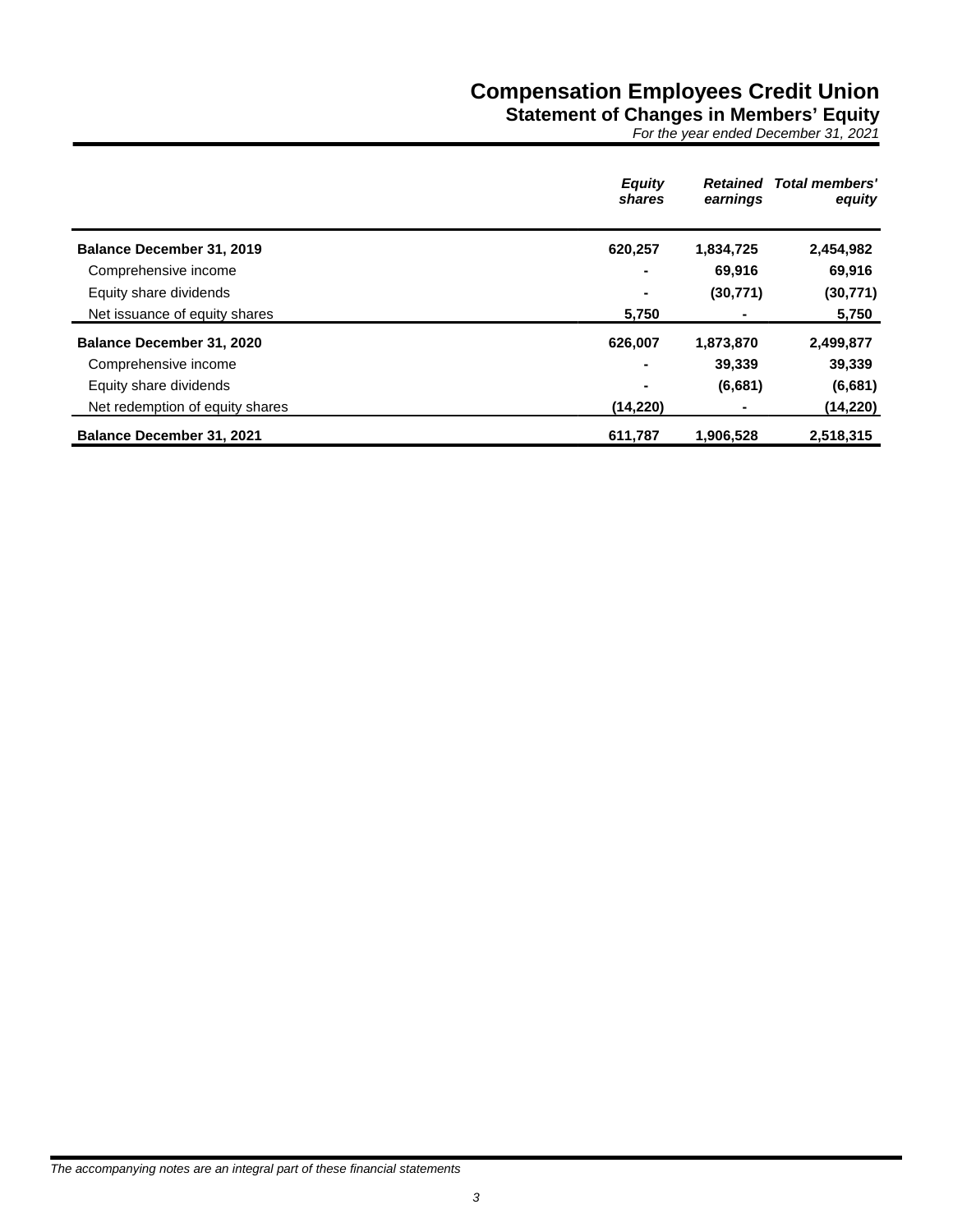# Compensation Employees Credit Union

## Statement of Changes in Members' Equity

*For the year ended December 31, 2021*

| | *Equity shares* | *Retained earnings* | *Total members' equity* |
|---|---|---|---|
| **Balance December 31, 2019** | **620,257** | **1,834,725** | **2,454,982** |
| Comprehensive income | **-** | **69,916** | **69,916** |
| Equity share dividends | **-** | **(30,771)** | **(30,771)** |
| Net issuance of equity shares | **5,750** | **-** | **5,750** |
| **Balance December 31, 2020** | **626,007** | **1,873,870** | **2,499,877** |
| Comprehensive income | **-** | **39,339** | **39,339** |
| Equity share dividends | **-** | **(6,681)** | **(6,681)** |
| Net redemption of equity shares | **(14,220)** | **-** | **(14,220)** |
| **Balance December 31, 2021** | **611,787** | **1,906,528** | **2,518,315** |

*The accompanying notes are an integral part of these financial statements*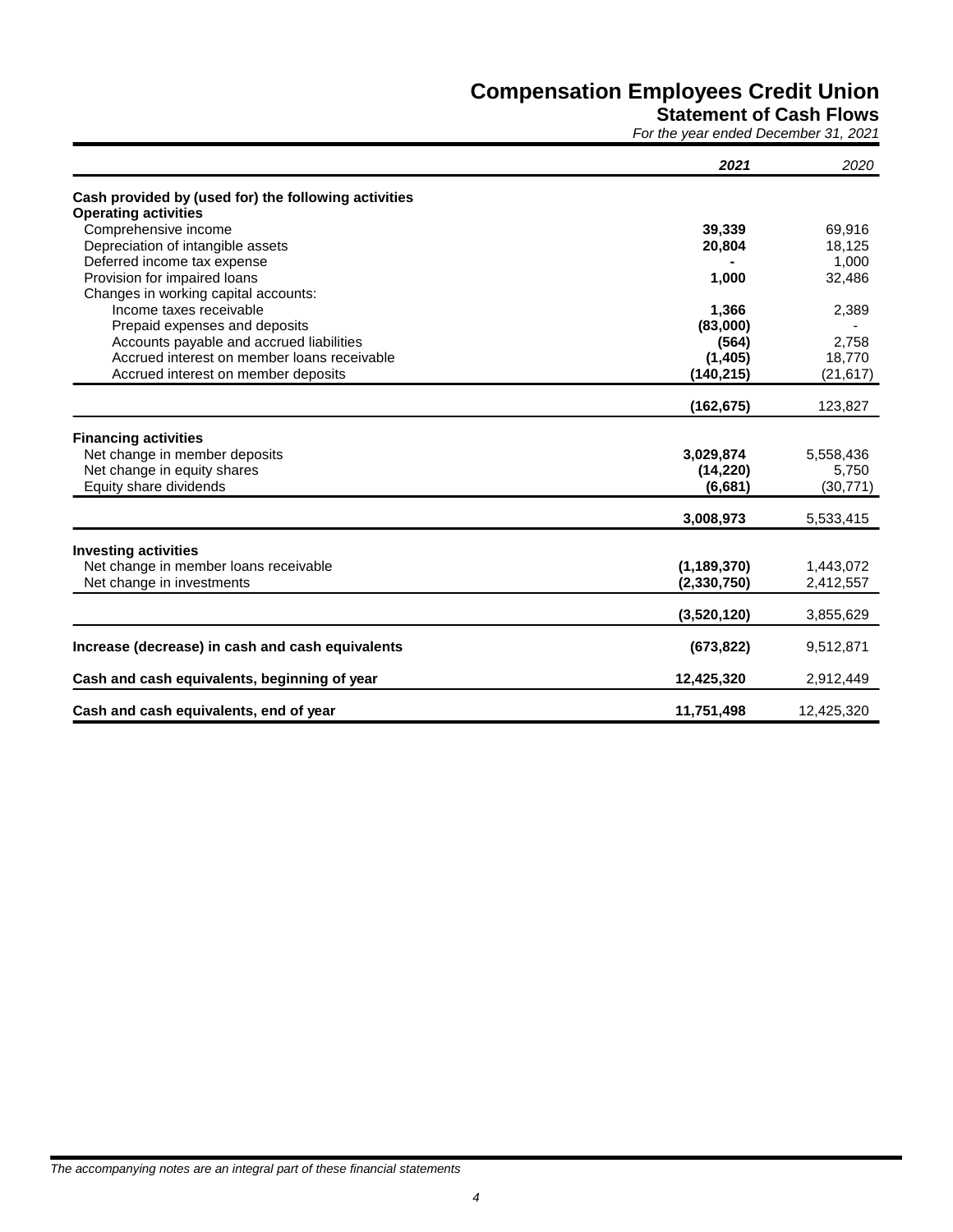# Compensation Employees Credit Union

## Statement of Cash Flows

*For the year ended December 31, 2021*

| | ***2021*** | *2020* |
|---|---|---|
| **Cash provided by (used for) the following activities** | | |
| **Operating activities** | | |
| Comprehensive income | **39,339** | 69,916 |
| Depreciation of intangible assets | **20,804** | 18,125 |
| Deferred income tax expense | **-** | 1,000 |
| Provision for impaired loans | **1,000** | 32,486 |
| Changes in working capital accounts: | | |
| Income taxes receivable | **1,366** | 2,389 |
| Prepaid expenses and deposits | **(83,000)** | - |
| Accounts payable and accrued liabilities | **(564)** | 2,758 |
| Accrued interest on member loans receivable | **(1,405)** | 18,770 |
| Accrued interest on member deposits | **(140,215)** | (21,617) |
| | **(162,675)** | 123,827 |
| **Financing activities** | | |
| Net change in member deposits | **3,029,874** | 5,558,436 |
| Net change in equity shares | **(14,220)** | 5,750 |
| Equity share dividends | **(6,681)** | (30,771) |
| | **3,008,973** | 5,533,415 |
| **Investing activities** | | |
| Net change in member loans receivable | **(1,189,370)** | 1,443,072 |
| Net change in investments | **(2,330,750)** | 2,412,557 |
| | **(3,520,120)** | 3,855,629 |
| **Increase (decrease) in cash and cash equivalents** | **(673,822)** | 9,512,871 |
| **Cash and cash equivalents, beginning of year** | **12,425,320** | 2,912,449 |
| **Cash and cash equivalents, end of year** | **11,751,498** | 12,425,320 |

*The accompanying notes are an integral part of these financial statements*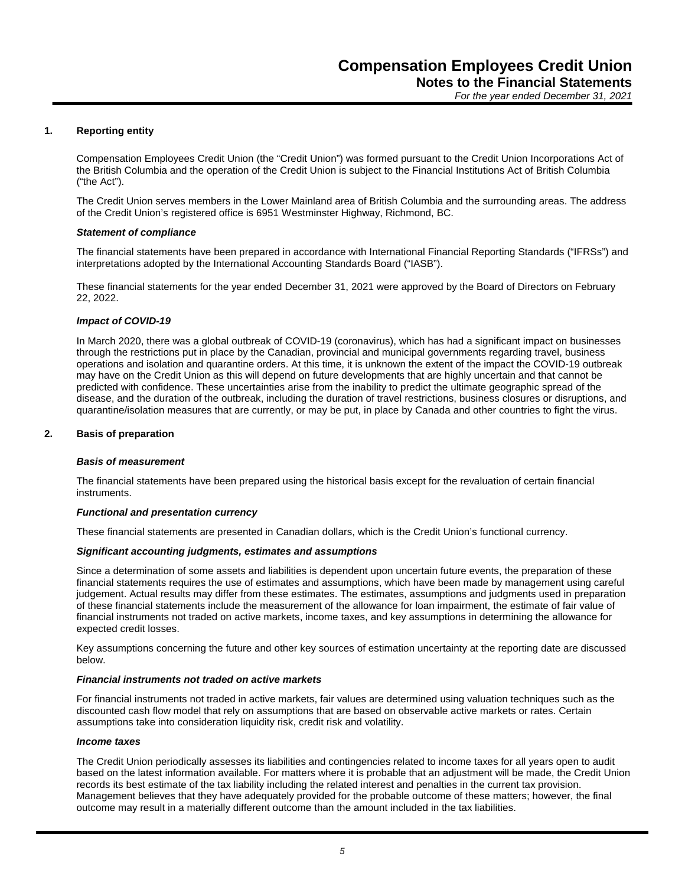## 1. Reporting entity

Compensation Employees Credit Union (the "Credit Union") was formed pursuant to the Credit Union Incorporations Act of the British Columbia and the operation of the Credit Union is subject to the Financial Institutions Act of British Columbia ("the Act").

The Credit Union serves members in the Lower Mainland area of British Columbia and the surrounding areas. The address of the Credit Union's registered office is 6951 Westminster Highway, Richmond, BC.

***Statement of compliance***

The financial statements have been prepared in accordance with International Financial Reporting Standards ("IFRSs") and interpretations adopted by the International Accounting Standards Board ("IASB").

These financial statements for the year ended December 31, 2021 were approved by the Board of Directors on February 22, 2022.

***Impact of COVID-19***

In March 2020, there was a global outbreak of COVID-19 (coronavirus), which has had a significant impact on businesses through the restrictions put in place by the Canadian, provincial and municipal governments regarding travel, business operations and isolation and quarantine orders. At this time, it is unknown the extent of the impact the COVID-19 outbreak may have on the Credit Union as this will depend on future developments that are highly uncertain and that cannot be predicted with confidence. These uncertainties arise from the inability to predict the ultimate geographic spread of the disease, and the duration of the outbreak, including the duration of travel restrictions, business closures or disruptions, and quarantine/isolation measures that are currently, or may be put, in place by Canada and other countries to fight the virus.

## 2. Basis of preparation

***Basis of measurement***

The financial statements have been prepared using the historical basis except for the revaluation of certain financial instruments.

***Functional and presentation currency***

These financial statements are presented in Canadian dollars, which is the Credit Union's functional currency.

***Significant accounting judgments, estimates and assumptions***

Since a determination of some assets and liabilities is dependent upon uncertain future events, the preparation of these financial statements requires the use of estimates and assumptions, which have been made by management using careful judgement. Actual results may differ from these estimates. The estimates, assumptions and judgments used in preparation of these financial statements include the measurement of the allowance for loan impairment, the estimate of fair value of financial instruments not traded on active markets, income taxes, and key assumptions in determining the allowance for expected credit losses.

Key assumptions concerning the future and other key sources of estimation uncertainty at the reporting date are discussed below.

***Financial instruments not traded on active markets***

For financial instruments not traded in active markets, fair values are determined using valuation techniques such as the discounted cash flow model that rely on assumptions that are based on observable active markets or rates. Certain assumptions take into consideration liquidity risk, credit risk and volatility.

***Income taxes***

The Credit Union periodically assesses its liabilities and contingencies related to income taxes for all years open to audit based on the latest information available. For matters where it is probable that an adjustment will be made, the Credit Union records its best estimate of the tax liability including the related interest and penalties in the current tax provision. Management believes that they have adequately provided for the probable outcome of these matters; however, the final outcome may result in a materially different outcome than the amount included in the tax liabilities.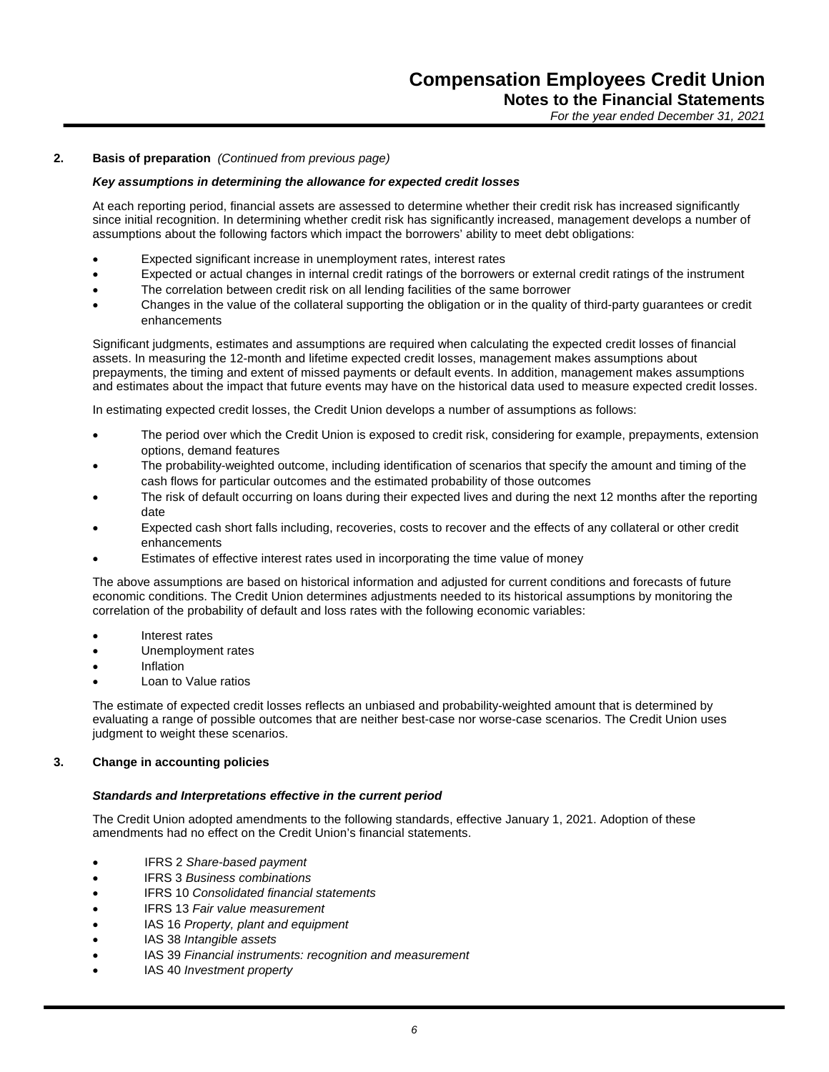## 2. Basis of preparation *(Continued from previous page)*

***Key assumptions in determining the allowance for expected credit losses***

At each reporting period, financial assets are assessed to determine whether their credit risk has increased significantly since initial recognition. In determining whether credit risk has significantly increased, management develops a number of assumptions about the following factors which impact the borrowers' ability to meet debt obligations:

- Expected significant increase in unemployment rates, interest rates
- Expected or actual changes in internal credit ratings of the borrowers or external credit ratings of the instrument
- The correlation between credit risk on all lending facilities of the same borrower
- Changes in the value of the collateral supporting the obligation or in the quality of third-party guarantees or credit enhancements

Significant judgments, estimates and assumptions are required when calculating the expected credit losses of financial assets. In measuring the 12-month and lifetime expected credit losses, management makes assumptions about prepayments, the timing and extent of missed payments or default events. In addition, management makes assumptions and estimates about the impact that future events may have on the historical data used to measure expected credit losses.

In estimating expected credit losses, the Credit Union develops a number of assumptions as follows:

- The period over which the Credit Union is exposed to credit risk, considering for example, prepayments, extension options, demand features
- The probability-weighted outcome, including identification of scenarios that specify the amount and timing of the cash flows for particular outcomes and the estimated probability of those outcomes
- The risk of default occurring on loans during their expected lives and during the next 12 months after the reporting date
- Expected cash short falls including, recoveries, costs to recover and the effects of any collateral or other credit enhancements
- Estimates of effective interest rates used in incorporating the time value of money

The above assumptions are based on historical information and adjusted for current conditions and forecasts of future economic conditions. The Credit Union determines adjustments needed to its historical assumptions by monitoring the correlation of the probability of default and loss rates with the following economic variables:

- Interest rates
- Unemployment rates
- Inflation
- Loan to Value ratios

The estimate of expected credit losses reflects an unbiased and probability-weighted amount that is determined by evaluating a range of possible outcomes that are neither best-case nor worse-case scenarios. The Credit Union uses judgment to weight these scenarios.

## 3. Change in accounting policies

***Standards and Interpretations effective in the current period***

The Credit Union adopted amendments to the following standards, effective January 1, 2021. Adoption of these amendments had no effect on the Credit Union's financial statements.

- IFRS 2 *Share-based payment*
- IFRS 3 *Business combinations*
- IFRS 10 *Consolidated financial statements*
- IFRS 13 *Fair value measurement*
- IAS 16 *Property, plant and equipment*
- IAS 38 *Intangible assets*
- IAS 39 *Financial instruments: recognition and measurement*
- IAS 40 *Investment property*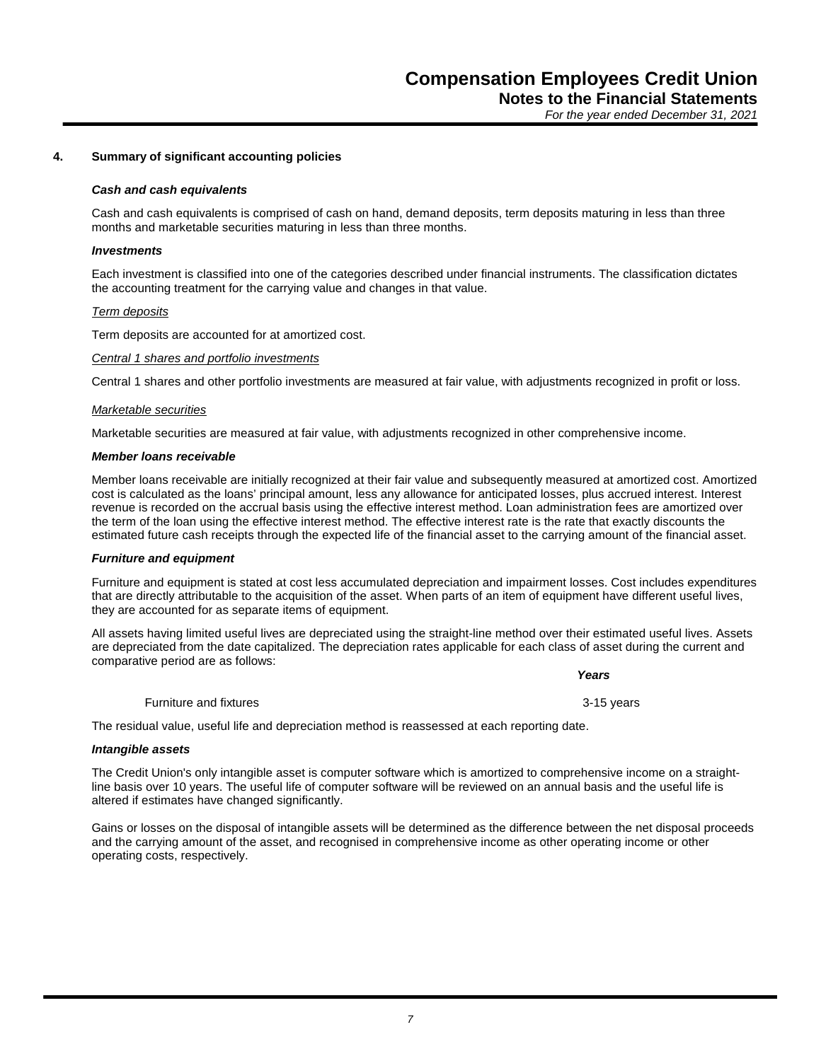## 4. Summary of significant accounting policies

***Cash and cash equivalents***

Cash and cash equivalents is comprised of cash on hand, demand deposits, term deposits maturing in less than three months and marketable securities maturing in less than three months.

***Investments***

Each investment is classified into one of the categories described under financial instruments. The classification dictates the accounting treatment for the carrying value and changes in that value.

*Term deposits*

Term deposits are accounted for at amortized cost.

*Central 1 shares and portfolio investments*

Central 1 shares and other portfolio investments are measured at fair value, with adjustments recognized in profit or loss.

*Marketable securities*

Marketable securities are measured at fair value, with adjustments recognized in other comprehensive income.

***Member loans receivable***

Member loans receivable are initially recognized at their fair value and subsequently measured at amortized cost. Amortized cost is calculated as the loans' principal amount, less any allowance for anticipated losses, plus accrued interest. Interest revenue is recorded on the accrual basis using the effective interest method. Loan administration fees are amortized over the term of the loan using the effective interest method. The effective interest rate is the rate that exactly discounts the estimated future cash receipts through the expected life of the financial asset to the carrying amount of the financial asset.

***Furniture and equipment***

Furniture and equipment is stated at cost less accumulated depreciation and impairment losses. Cost includes expenditures that are directly attributable to the acquisition of the asset. When parts of an item of equipment have different useful lives, they are accounted for as separate items of equipment.

All assets having limited useful lives are depreciated using the straight-line method over their estimated useful lives. Assets are depreciated from the date capitalized. The depreciation rates applicable for each class of asset during the current and comparative period are as follows:

| | ***Years*** |
|---|---|
| Furniture and fixtures | 3-15 years |

The residual value, useful life and depreciation method is reassessed at each reporting date.

***Intangible assets***

The Credit Union's only intangible asset is computer software which is amortized to comprehensive income on a straight-line basis over 10 years. The useful life of computer software will be reviewed on an annual basis and the useful life is altered if estimates have changed significantly.

Gains or losses on the disposal of intangible assets will be determined as the difference between the net disposal proceeds and the carrying amount of the asset, and recognised in comprehensive income as other operating income or other operating costs, respectively.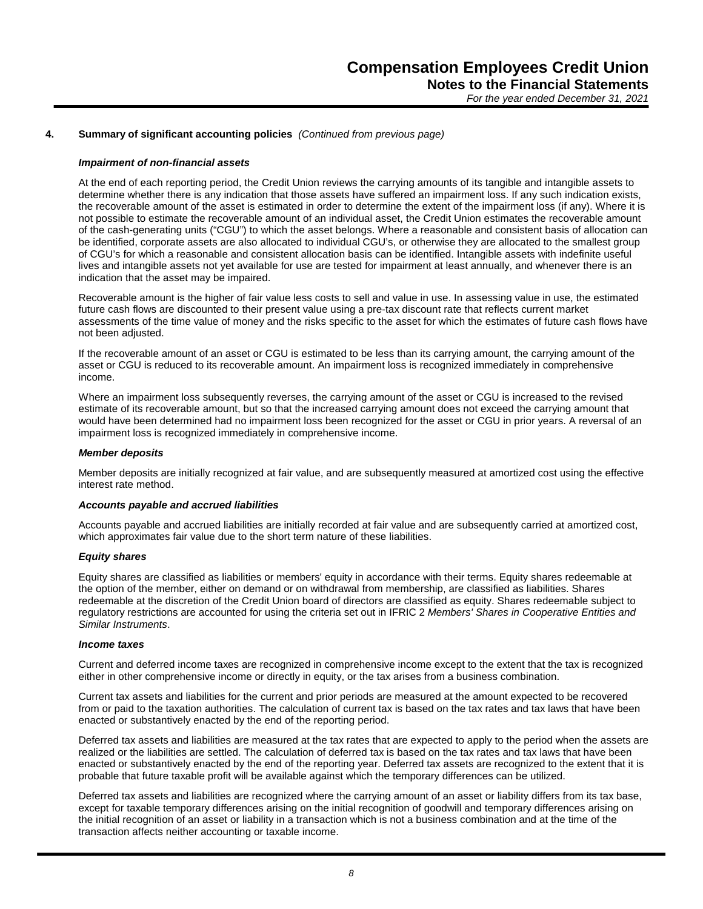## 4. Summary of significant accounting policies *(Continued from previous page)*

### *Impairment of non-financial assets*

At the end of each reporting period, the Credit Union reviews the carrying amounts of its tangible and intangible assets to determine whether there is any indication that those assets have suffered an impairment loss. If any such indication exists, the recoverable amount of the asset is estimated in order to determine the extent of the impairment loss (if any). Where it is not possible to estimate the recoverable amount of an individual asset, the Credit Union estimates the recoverable amount of the cash-generating units ("CGU") to which the asset belongs. Where a reasonable and consistent basis of allocation can be identified, corporate assets are also allocated to individual CGU's, or otherwise they are allocated to the smallest group of CGU's for which a reasonable and consistent allocation basis can be identified. Intangible assets with indefinite useful lives and intangible assets not yet available for use are tested for impairment at least annually, and whenever there is an indication that the asset may be impaired.

Recoverable amount is the higher of fair value less costs to sell and value in use. In assessing value in use, the estimated future cash flows are discounted to their present value using a pre-tax discount rate that reflects current market assessments of the time value of money and the risks specific to the asset for which the estimates of future cash flows have not been adjusted.

If the recoverable amount of an asset or CGU is estimated to be less than its carrying amount, the carrying amount of the asset or CGU is reduced to its recoverable amount. An impairment loss is recognized immediately in comprehensive income.

Where an impairment loss subsequently reverses, the carrying amount of the asset or CGU is increased to the revised estimate of its recoverable amount, but so that the increased carrying amount does not exceed the carrying amount that would have been determined had no impairment loss been recognized for the asset or CGU in prior years. A reversal of an impairment loss is recognized immediately in comprehensive income.

### *Member deposits*

Member deposits are initially recognized at fair value, and are subsequently measured at amortized cost using the effective interest rate method.

### *Accounts payable and accrued liabilities*

Accounts payable and accrued liabilities are initially recorded at fair value and are subsequently carried at amortized cost, which approximates fair value due to the short term nature of these liabilities.

### *Equity shares*

Equity shares are classified as liabilities or members' equity in accordance with their terms. Equity shares redeemable at the option of the member, either on demand or on withdrawal from membership, are classified as liabilities. Shares redeemable at the discretion of the Credit Union board of directors are classified as equity. Shares redeemable subject to regulatory restrictions are accounted for using the criteria set out in IFRIC 2 *Members' Shares in Cooperative Entities and Similar Instruments*.

### *Income taxes*

Current and deferred income taxes are recognized in comprehensive income except to the extent that the tax is recognized either in other comprehensive income or directly in equity, or the tax arises from a business combination.

Current tax assets and liabilities for the current and prior periods are measured at the amount expected to be recovered from or paid to the taxation authorities. The calculation of current tax is based on the tax rates and tax laws that have been enacted or substantively enacted by the end of the reporting period.

Deferred tax assets and liabilities are measured at the tax rates that are expected to apply to the period when the assets are realized or the liabilities are settled. The calculation of deferred tax is based on the tax rates and tax laws that have been enacted or substantively enacted by the end of the reporting year. Deferred tax assets are recognized to the extent that it is probable that future taxable profit will be available against which the temporary differences can be utilized.

Deferred tax assets and liabilities are recognized where the carrying amount of an asset or liability differs from its tax base, except for taxable temporary differences arising on the initial recognition of goodwill and temporary differences arising on the initial recognition of an asset or liability in a transaction which is not a business combination and at the time of the transaction affects neither accounting or taxable income.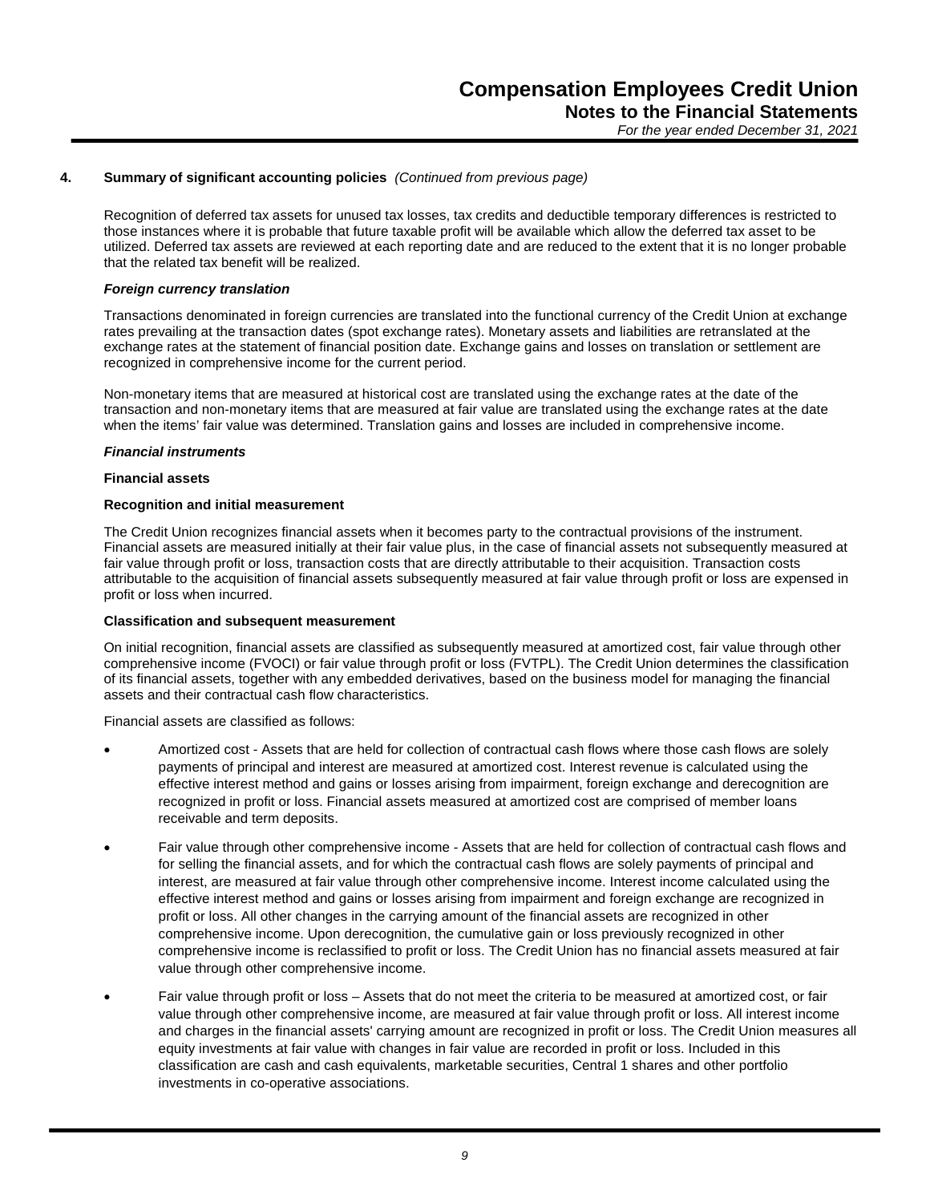## 4. Summary of significant accounting policies *(Continued from previous page)*

Recognition of deferred tax assets for unused tax losses, tax credits and deductible temporary differences is restricted to those instances where it is probable that future taxable profit will be available which allow the deferred tax asset to be utilized. Deferred tax assets are reviewed at each reporting date and are reduced to the extent that it is no longer probable that the related tax benefit will be realized.

***Foreign currency translation***

Transactions denominated in foreign currencies are translated into the functional currency of the Credit Union at exchange rates prevailing at the transaction dates (spot exchange rates). Monetary assets and liabilities are retranslated at the exchange rates at the statement of financial position date. Exchange gains and losses on translation or settlement are recognized in comprehensive income for the current period.

Non-monetary items that are measured at historical cost are translated using the exchange rates at the date of the transaction and non-monetary items that are measured at fair value are translated using the exchange rates at the date when the items' fair value was determined. Translation gains and losses are included in comprehensive income.

***Financial instruments***

**Financial assets**

**Recognition and initial measurement**

The Credit Union recognizes financial assets when it becomes party to the contractual provisions of the instrument. Financial assets are measured initially at their fair value plus, in the case of financial assets not subsequently measured at fair value through profit or loss, transaction costs that are directly attributable to their acquisition. Transaction costs attributable to the acquisition of financial assets subsequently measured at fair value through profit or loss are expensed in profit or loss when incurred.

**Classification and subsequent measurement**

On initial recognition, financial assets are classified as subsequently measured at amortized cost, fair value through other comprehensive income (FVOCI) or fair value through profit or loss (FVTPL). The Credit Union determines the classification of its financial assets, together with any embedded derivatives, based on the business model for managing the financial assets and their contractual cash flow characteristics.

Financial assets are classified as follows:

- Amortized cost - Assets that are held for collection of contractual cash flows where those cash flows are solely payments of principal and interest are measured at amortized cost. Interest revenue is calculated using the effective interest method and gains or losses arising from impairment, foreign exchange and derecognition are recognized in profit or loss. Financial assets measured at amortized cost are comprised of member loans receivable and term deposits.
- Fair value through other comprehensive income - Assets that are held for collection of contractual cash flows and for selling the financial assets, and for which the contractual cash flows are solely payments of principal and interest, are measured at fair value through other comprehensive income. Interest income calculated using the effective interest method and gains or losses arising from impairment and foreign exchange are recognized in profit or loss. All other changes in the carrying amount of the financial assets are recognized in other comprehensive income. Upon derecognition, the cumulative gain or loss previously recognized in other comprehensive income is reclassified to profit or loss. The Credit Union has no financial assets measured at fair value through other comprehensive income.
- Fair value through profit or loss – Assets that do not meet the criteria to be measured at amortized cost, or fair value through other comprehensive income, are measured at fair value through profit or loss. All interest income and charges in the financial assets' carrying amount are recognized in profit or loss. The Credit Union measures all equity investments at fair value with changes in fair value are recorded in profit or loss. Included in this classification are cash and cash equivalents, marketable securities, Central 1 shares and other portfolio investments in co-operative associations.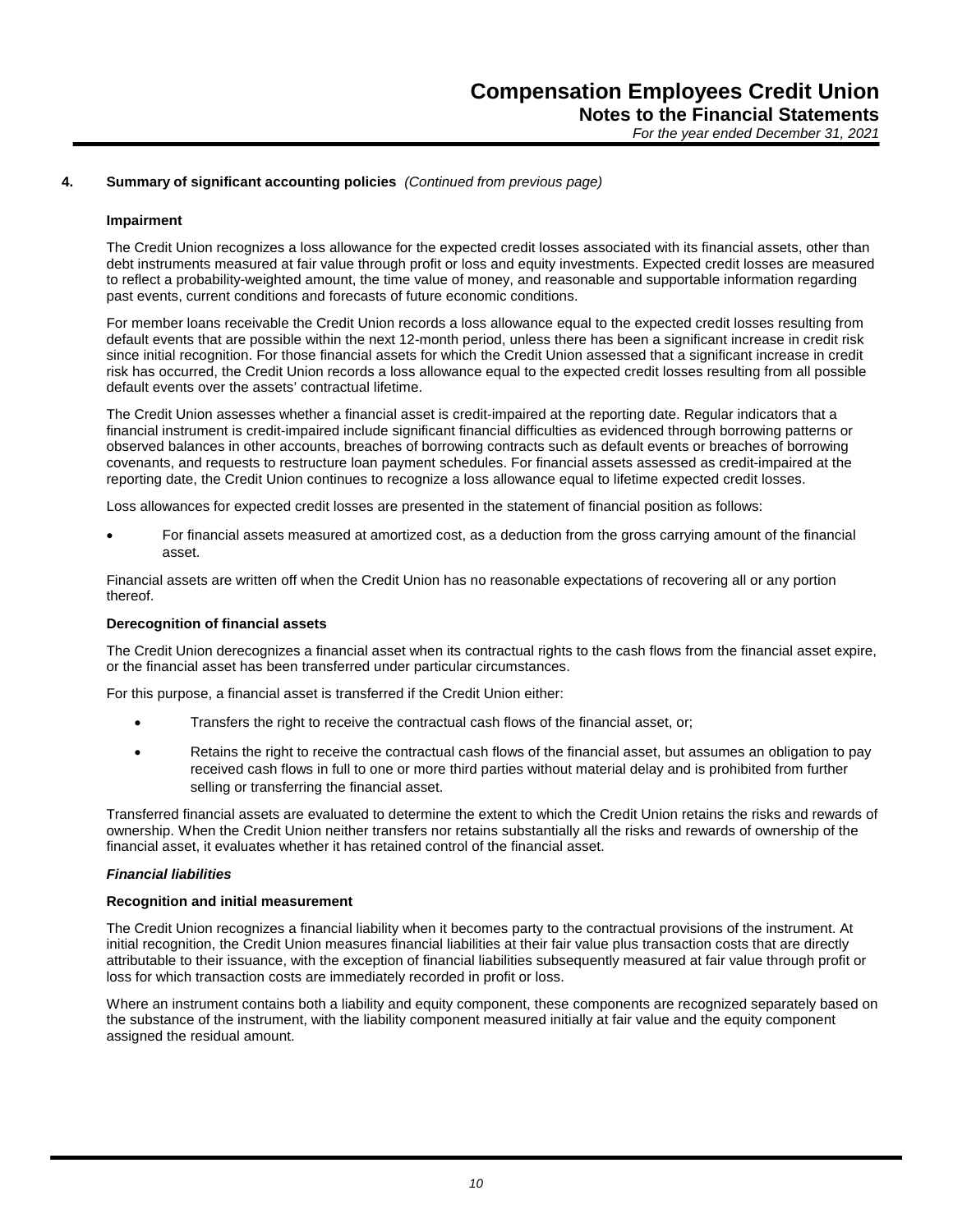## 4. Summary of significant accounting policies *(Continued from previous page)*

**Impairment**

The Credit Union recognizes a loss allowance for the expected credit losses associated with its financial assets, other than debt instruments measured at fair value through profit or loss and equity investments. Expected credit losses are measured to reflect a probability-weighted amount, the time value of money, and reasonable and supportable information regarding past events, current conditions and forecasts of future economic conditions.

For member loans receivable the Credit Union records a loss allowance equal to the expected credit losses resulting from default events that are possible within the next 12-month period, unless there has been a significant increase in credit risk since initial recognition. For those financial assets for which the Credit Union assessed that a significant increase in credit risk has occurred, the Credit Union records a loss allowance equal to the expected credit losses resulting from all possible default events over the assets' contractual lifetime.

The Credit Union assesses whether a financial asset is credit-impaired at the reporting date. Regular indicators that a financial instrument is credit-impaired include significant financial difficulties as evidenced through borrowing patterns or observed balances in other accounts, breaches of borrowing contracts such as default events or breaches of borrowing covenants, and requests to restructure loan payment schedules. For financial assets assessed as credit-impaired at the reporting date, the Credit Union continues to recognize a loss allowance equal to lifetime expected credit losses.

Loss allowances for expected credit losses are presented in the statement of financial position as follows:

- For financial assets measured at amortized cost, as a deduction from the gross carrying amount of the financial asset.

Financial assets are written off when the Credit Union has no reasonable expectations of recovering all or any portion thereof.

**Derecognition of financial assets**

The Credit Union derecognizes a financial asset when its contractual rights to the cash flows from the financial asset expire, or the financial asset has been transferred under particular circumstances.

For this purpose, a financial asset is transferred if the Credit Union either:

- Transfers the right to receive the contractual cash flows of the financial asset, or;
- Retains the right to receive the contractual cash flows of the financial asset, but assumes an obligation to pay received cash flows in full to one or more third parties without material delay and is prohibited from further selling or transferring the financial asset.

Transferred financial assets are evaluated to determine the extent to which the Credit Union retains the risks and rewards of ownership. When the Credit Union neither transfers nor retains substantially all the risks and rewards of ownership of the financial asset, it evaluates whether it has retained control of the financial asset.

***Financial liabilities***

**Recognition and initial measurement**

The Credit Union recognizes a financial liability when it becomes party to the contractual provisions of the instrument. At initial recognition, the Credit Union measures financial liabilities at their fair value plus transaction costs that are directly attributable to their issuance, with the exception of financial liabilities subsequently measured at fair value through profit or loss for which transaction costs are immediately recorded in profit or loss.

Where an instrument contains both a liability and equity component, these components are recognized separately based on the substance of the instrument, with the liability component measured initially at fair value and the equity component assigned the residual amount.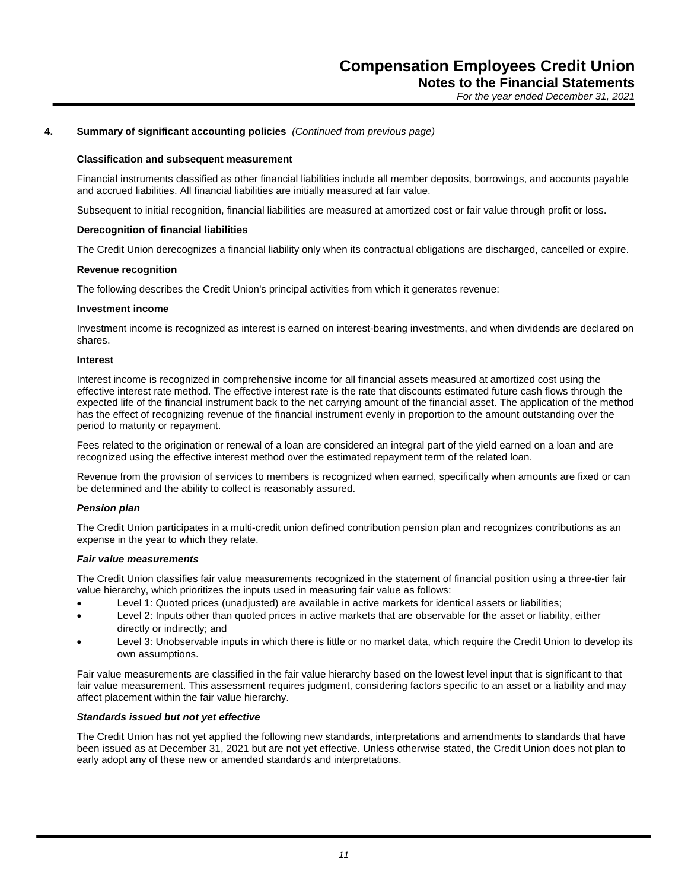## 4. Summary of significant accounting policies *(Continued from previous page)*

**Classification and subsequent measurement**

Financial instruments classified as other financial liabilities include all member deposits, borrowings, and accounts payable and accrued liabilities. All financial liabilities are initially measured at fair value.

Subsequent to initial recognition, financial liabilities are measured at amortized cost or fair value through profit or loss.

**Derecognition of financial liabilities**

The Credit Union derecognizes a financial liability only when its contractual obligations are discharged, cancelled or expire.

**Revenue recognition**

The following describes the Credit Union's principal activities from which it generates revenue:

**Investment income**

Investment income is recognized as interest is earned on interest-bearing investments, and when dividends are declared on shares.

**Interest**

Interest income is recognized in comprehensive income for all financial assets measured at amortized cost using the effective interest rate method. The effective interest rate is the rate that discounts estimated future cash flows through the expected life of the financial instrument back to the net carrying amount of the financial asset. The application of the method has the effect of recognizing revenue of the financial instrument evenly in proportion to the amount outstanding over the period to maturity or repayment.

Fees related to the origination or renewal of a loan are considered an integral part of the yield earned on a loan and are recognized using the effective interest method over the estimated repayment term of the related loan.

Revenue from the provision of services to members is recognized when earned, specifically when amounts are fixed or can be determined and the ability to collect is reasonably assured.

***Pension plan***

The Credit Union participates in a multi-credit union defined contribution pension plan and recognizes contributions as an expense in the year to which they relate.

***Fair value measurements***

The Credit Union classifies fair value measurements recognized in the statement of financial position using a three-tier fair value hierarchy, which prioritizes the inputs used in measuring fair value as follows:

- Level 1: Quoted prices (unadjusted) are available in active markets for identical assets or liabilities;
- Level 2: Inputs other than quoted prices in active markets that are observable for the asset or liability, either directly or indirectly; and
- Level 3: Unobservable inputs in which there is little or no market data, which require the Credit Union to develop its own assumptions.

Fair value measurements are classified in the fair value hierarchy based on the lowest level input that is significant to that fair value measurement. This assessment requires judgment, considering factors specific to an asset or a liability and may affect placement within the fair value hierarchy.

***Standards issued but not yet effective***

The Credit Union has not yet applied the following new standards, interpretations and amendments to standards that have been issued as at December 31, 2021 but are not yet effective. Unless otherwise stated, the Credit Union does not plan to early adopt any of these new or amended standards and interpretations.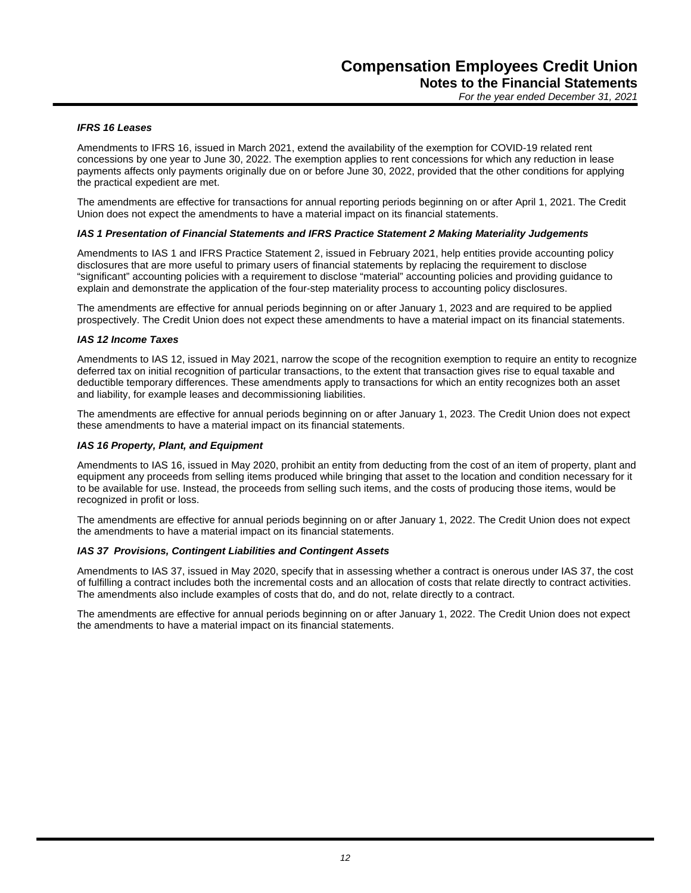***IFRS 16 Leases***

Amendments to IFRS 16, issued in March 2021, extend the availability of the exemption for COVID-19 related rent concessions by one year to June 30, 2022. The exemption applies to rent concessions for which any reduction in lease payments affects only payments originally due on or before June 30, 2022, provided that the other conditions for applying the practical expedient are met.

The amendments are effective for transactions for annual reporting periods beginning on or after April 1, 2021. The Credit Union does not expect the amendments to have a material impact on its financial statements.

***IAS 1 Presentation of Financial Statements and IFRS Practice Statement 2 Making Materiality Judgements***

Amendments to IAS 1 and IFRS Practice Statement 2, issued in February 2021, help entities provide accounting policy disclosures that are more useful to primary users of financial statements by replacing the requirement to disclose "significant" accounting policies with a requirement to disclose "material" accounting policies and providing guidance to explain and demonstrate the application of the four-step materiality process to accounting policy disclosures.

The amendments are effective for annual periods beginning on or after January 1, 2023 and are required to be applied prospectively. The Credit Union does not expect these amendments to have a material impact on its financial statements.

***IAS 12 Income Taxes***

Amendments to IAS 12, issued in May 2021, narrow the scope of the recognition exemption to require an entity to recognize deferred tax on initial recognition of particular transactions, to the extent that transaction gives rise to equal taxable and deductible temporary differences. These amendments apply to transactions for which an entity recognizes both an asset and liability, for example leases and decommissioning liabilities.

The amendments are effective for annual periods beginning on or after January 1, 2023. The Credit Union does not expect these amendments to have a material impact on its financial statements.

***IAS 16 Property, Plant, and Equipment***

Amendments to IAS 16, issued in May 2020, prohibit an entity from deducting from the cost of an item of property, plant and equipment any proceeds from selling items produced while bringing that asset to the location and condition necessary for it to be available for use. Instead, the proceeds from selling such items, and the costs of producing those items, would be recognized in profit or loss.

The amendments are effective for annual periods beginning on or after January 1, 2022. The Credit Union does not expect the amendments to have a material impact on its financial statements.

***IAS 37 Provisions, Contingent Liabilities and Contingent Assets***

Amendments to IAS 37, issued in May 2020, specify that in assessing whether a contract is onerous under IAS 37, the cost of fulfilling a contract includes both the incremental costs and an allocation of costs that relate directly to contract activities. The amendments also include examples of costs that do, and do not, relate directly to a contract.

The amendments are effective for annual periods beginning on or after January 1, 2022. The Credit Union does not expect the amendments to have a material impact on its financial statements.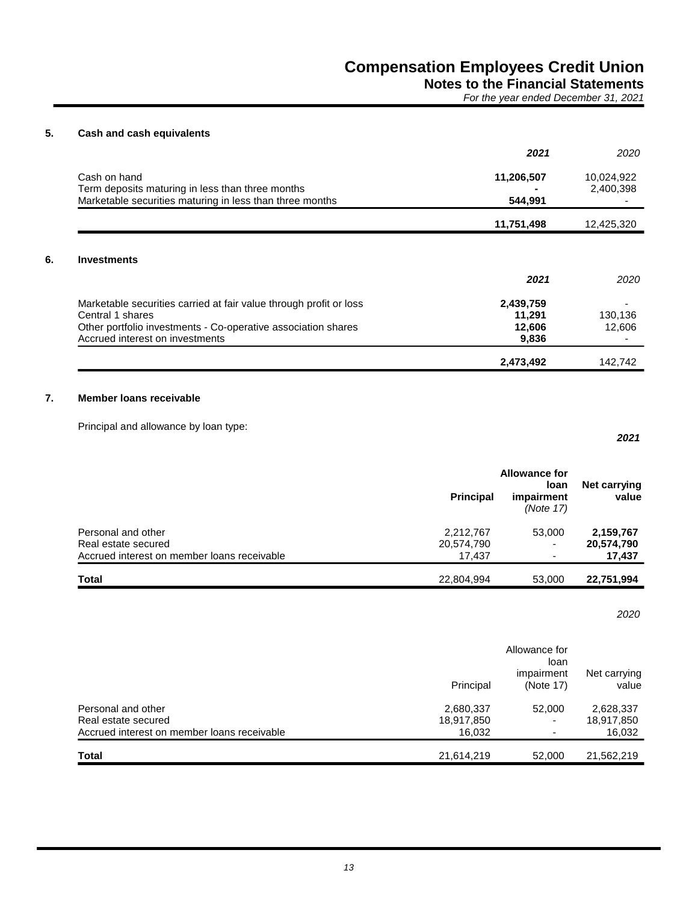## 5. Cash and cash equivalents

| | ***2021*** | *2020* |
|---|---|---|
| Cash on hand | **11,206,507** | 10,024,922 |
| Term deposits maturing in less than three months | **-** | 2,400,398 |
| Marketable securities maturing in less than three months | **544,991** | - |
| | **11,751,498** | 12,425,320 |

## 6. Investments

| | ***2021*** | *2020* |
|---|---|---|
| Marketable securities carried at fair value through profit or loss | **2,439,759** | - |
| Central 1 shares | **11,291** | 130,136 |
| Other portfolio investments - Co-operative association shares | **12,606** | 12,606 |
| Accrued interest on investments | **9,836** | - |
| | **2,473,492** | 142,742 |

## 7. Member loans receivable

Principal and allowance by loan type:

***2021***

| | **Principal** | **Allowance for loan impairment** *(Note 17)* | **Net carrying value** |
|---|---|---|---|
| Personal and other | 2,212,767 | 53,000 | **2,159,767** |
| Real estate secured | 20,574,790 | - | **20,574,790** |
| Accrued interest on member loans receivable | 17,437 | - | **17,437** |
| **Total** | 22,804,994 | 53,000 | **22,751,994** |

*2020*

| | Principal | Allowance for loan impairment (Note 17) | Net carrying value |
|---|---|---|---|
| Personal and other | 2,680,337 | 52,000 | 2,628,337 |
| Real estate secured | 18,917,850 | - | 18,917,850 |
| Accrued interest on member loans receivable | 16,032 | - | 16,032 |
| **Total** | 21,614,219 | 52,000 | 21,562,219 |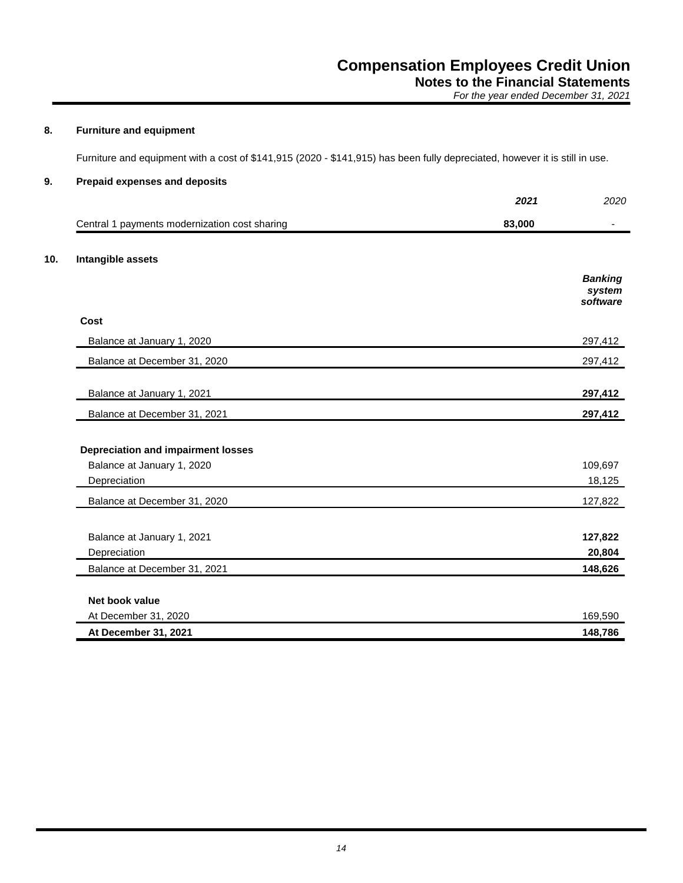### 8. Furniture and equipment

Furniture and equipment with a cost of $141,915 (2020 - $141,915) has been fully depreciated, however it is still in use.

### 9. Prepaid expenses and deposits

| | ***2021*** | *2020* |
|---|---|---|
| Central 1 payments modernization cost sharing | **83,000** | - |

### 10. Intangible assets

| | ***Banking system software*** |
|---|---|
| **Cost** | |
| Balance at January 1, 2020 | 297,412 |
| Balance at December 31, 2020 | 297,412 |
| | |
| Balance at January 1, 2021 | **297,412** |
| Balance at December 31, 2021 | **297,412** |
| | |
| **Depreciation and impairment losses** | |
| Balance at January 1, 2020 | 109,697 |
| Depreciation | 18,125 |
| Balance at December 31, 2020 | 127,822 |
| | |
| Balance at January 1, 2021 | **127,822** |
| Depreciation | **20,804** |
| Balance at December 31, 2021 | **148,626** |
| | |
| **Net book value** | |
| At December 31, 2020 | 169,590 |
| **At December 31, 2021** | **148,786** |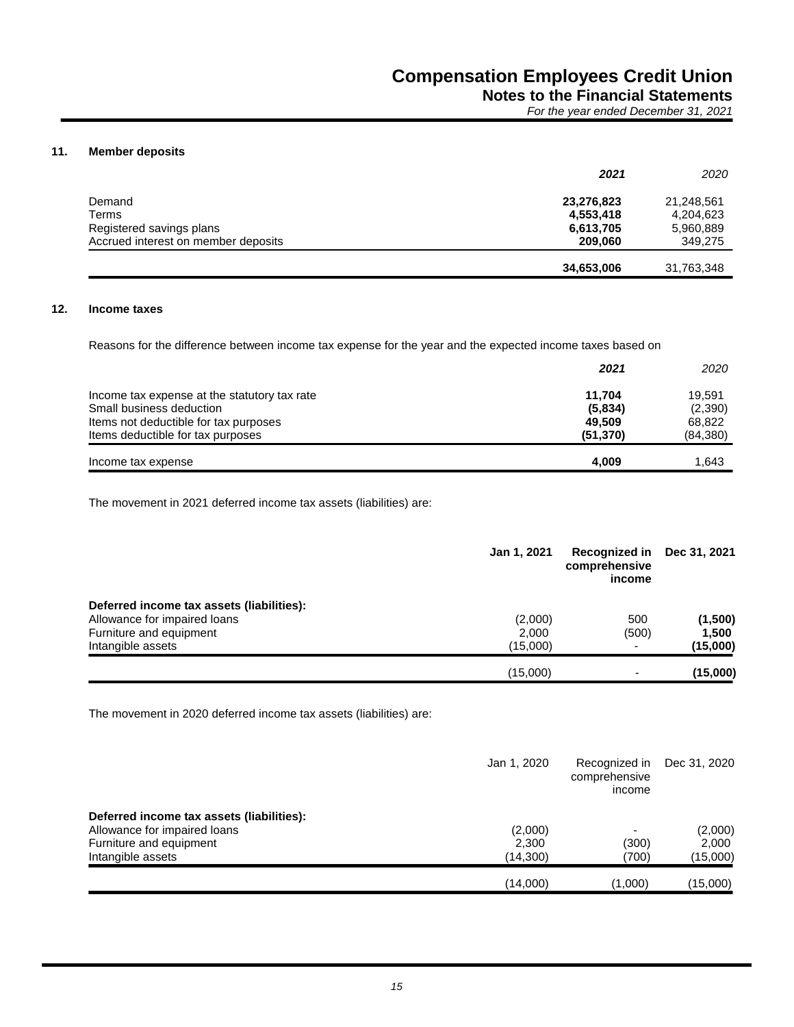## 11. Member deposits

| | **2021** | *2020* |
|---|---|---|
| Demand | **23,276,823** | 21,248,561 |
| Terms | **4,553,418** | 4,204,623 |
| Registered savings plans | **6,613,705** | 5,960,889 |
| Accrued interest on member deposits | **209,060** | 349,275 |
| | **34,653,006** | 31,763,348 |

## 12. Income taxes

Reasons for the difference between income tax expense for the year and the expected income taxes based on

| | **2021** | *2020* |
|---|---|---|
| Income tax expense at the statutory tax rate | **11,704** | 19,591 |
| Small business deduction | **(5,834)** | (2,390) |
| Items not deductible for tax purposes | **49,509** | 68,822 |
| Items deductible for tax purposes | **(51,370)** | (84,380) |
| Income tax expense | **4,009** | 1,643 |

The movement in 2021 deferred income tax assets (liabilities) are:

| | **Jan 1, 2021** | **Recognized in comprehensive income** | **Dec 31, 2021** |
|---|---|---|---|
| **Deferred income tax assets (liabilities):** | | | |
| Allowance for impaired loans | (2,000) | 500 | **(1,500)** |
| Furniture and equipment | 2,000 | (500) | **1,500** |
| Intangible assets | (15,000) | - | **(15,000)** |
| | (15,000) | - | **(15,000)** |

The movement in 2020 deferred income tax assets (liabilities) are:

| | Jan 1, 2020 | Recognized in comprehensive income | Dec 31, 2020 |
|---|---|---|---|
| **Deferred income tax assets (liabilities):** | | | |
| Allowance for impaired loans | (2,000) | - | (2,000) |
| Furniture and equipment | 2,300 | (300) | 2,000 |
| Intangible assets | (14,300) | (700) | (15,000) |
| | (14,000) | (1,000) | (15,000) |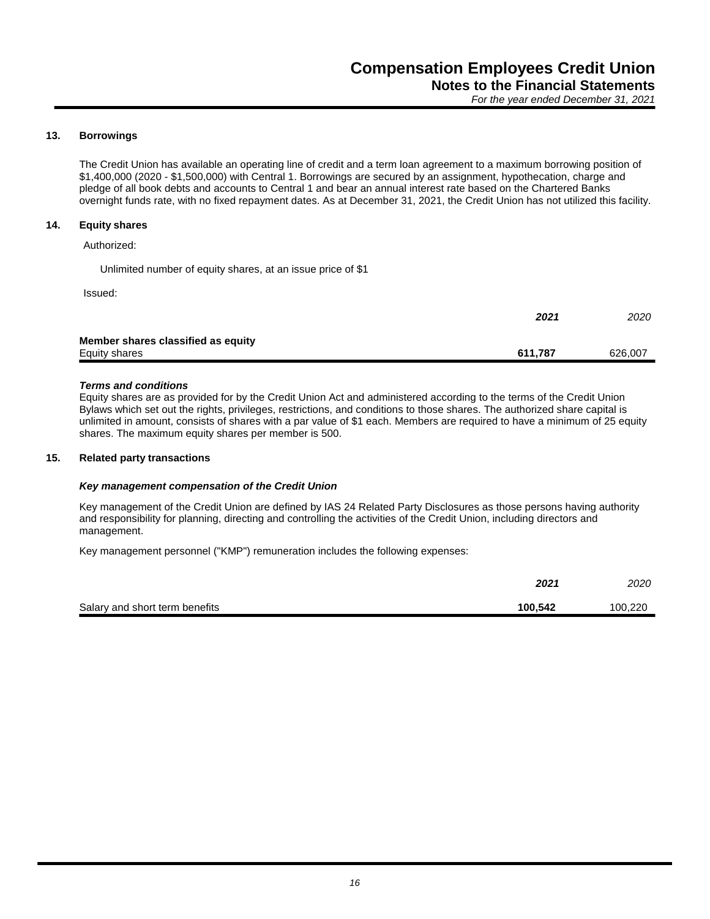## 13. Borrowings

The Credit Union has available an operating line of credit and a term loan agreement to a maximum borrowing position of $1,400,000 (2020 - $1,500,000) with Central 1. Borrowings are secured by an assignment, hypothecation, charge and pledge of all book debts and accounts to Central 1 and bear an annual interest rate based on the Chartered Banks overnight funds rate, with no fixed repayment dates. As at December 31, 2021, the Credit Union has not utilized this facility.

## 14. Equity shares

Authorized:

Unlimited number of equity shares, at an issue price of $1

Issued:

| | ***2021*** | *2020* |
|---|---|---|
| **Member shares classified as equity** | | |
| Equity shares | **611,787** | 626,007 |

***Terms and conditions***

Equity shares are as provided for by the Credit Union Act and administered according to the terms of the Credit Union Bylaws which set out the rights, privileges, restrictions, and conditions to those shares. The authorized share capital is unlimited in amount, consists of shares with a par value of $1 each. Members are required to have a minimum of 25 equity shares. The maximum equity shares per member is 500.

## 15. Related party transactions

***Key management compensation of the Credit Union***

Key management of the Credit Union are defined by IAS 24 Related Party Disclosures as those persons having authority and responsibility for planning, directing and controlling the activities of the Credit Union, including directors and management.

Key management personnel ("KMP") remuneration includes the following expenses:

| | ***2021*** | *2020* |
|---|---|---|
| Salary and short term benefits | **100,542** | 100,220 |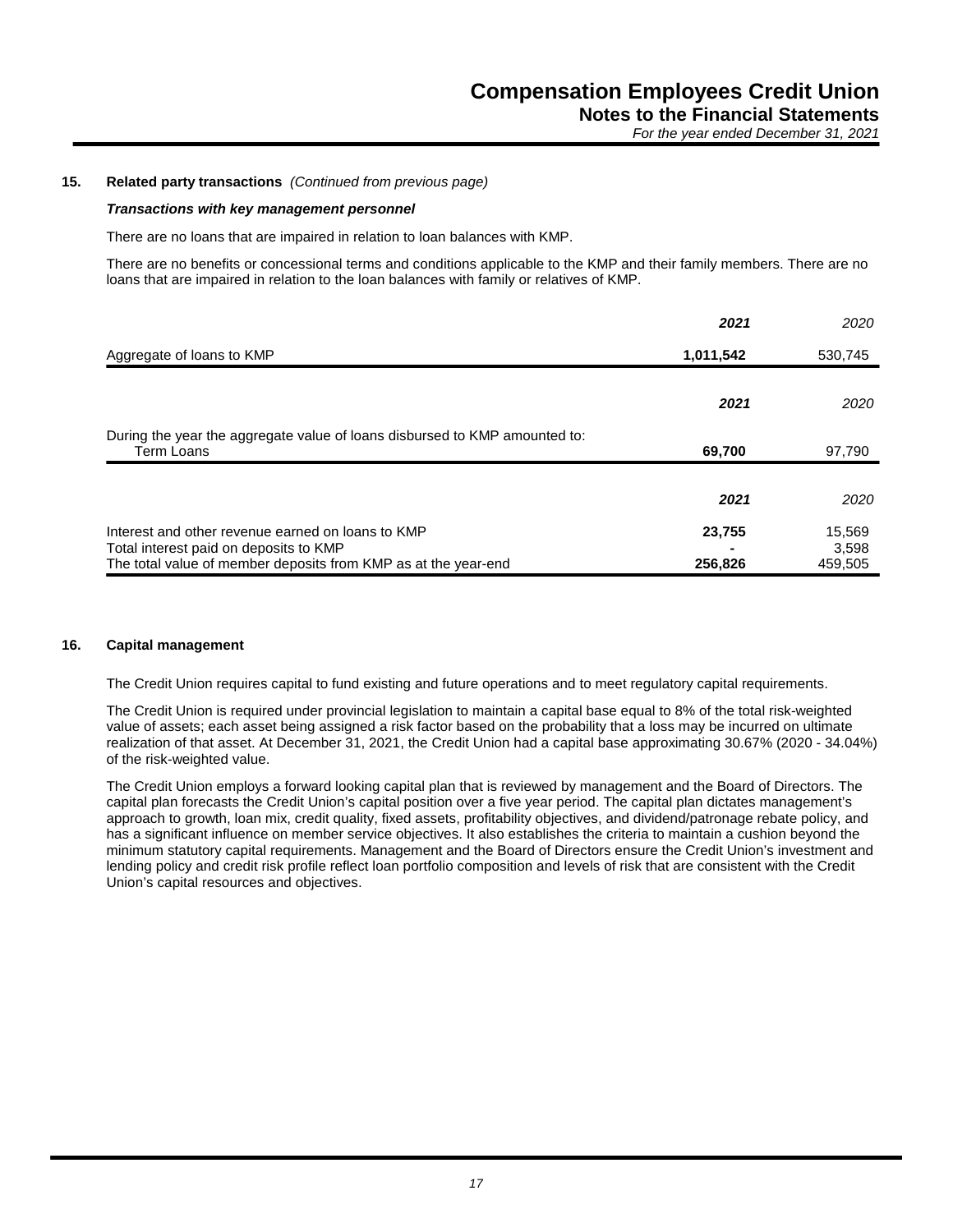## 15. Related party transactions *(Continued from previous page)*

***Transactions with key management personnel***

There are no loans that are impaired in relation to loan balances with KMP.

There are no benefits or concessional terms and conditions applicable to the KMP and their family members. There are no loans that are impaired in relation to the loan balances with family or relatives of KMP.

| | **2021** | 2020 |
|---|---|---|
| Aggregate of loans to KMP | **1,011,542** | 530,745 |

| | **2021** | 2020 |
|---|---|---|
| During the year the aggregate value of loans disbursed to KMP amounted to: | | |
| Term Loans | **69,700** | 97,790 |

| | **2021** | 2020 |
|---|---|---|
| Interest and other revenue earned on loans to KMP | **23,755** | 15,569 |
| Total interest paid on deposits to KMP | **-** | 3,598 |
| The total value of member deposits from KMP as at the year-end | **256,826** | 459,505 |

## 16. Capital management

The Credit Union requires capital to fund existing and future operations and to meet regulatory capital requirements.

The Credit Union is required under provincial legislation to maintain a capital base equal to 8% of the total risk-weighted value of assets; each asset being assigned a risk factor based on the probability that a loss may be incurred on ultimate realization of that asset. At December 31, 2021, the Credit Union had a capital base approximating 30.67% (2020 - 34.04%) of the risk-weighted value.

The Credit Union employs a forward looking capital plan that is reviewed by management and the Board of Directors. The capital plan forecasts the Credit Union's capital position over a five year period. The capital plan dictates management's approach to growth, loan mix, credit quality, fixed assets, profitability objectives, and dividend/patronage rebate policy, and has a significant influence on member service objectives. It also establishes the criteria to maintain a cushion beyond the minimum statutory capital requirements. Management and the Board of Directors ensure the Credit Union's investment and lending policy and credit risk profile reflect loan portfolio composition and levels of risk that are consistent with the Credit Union's capital resources and objectives.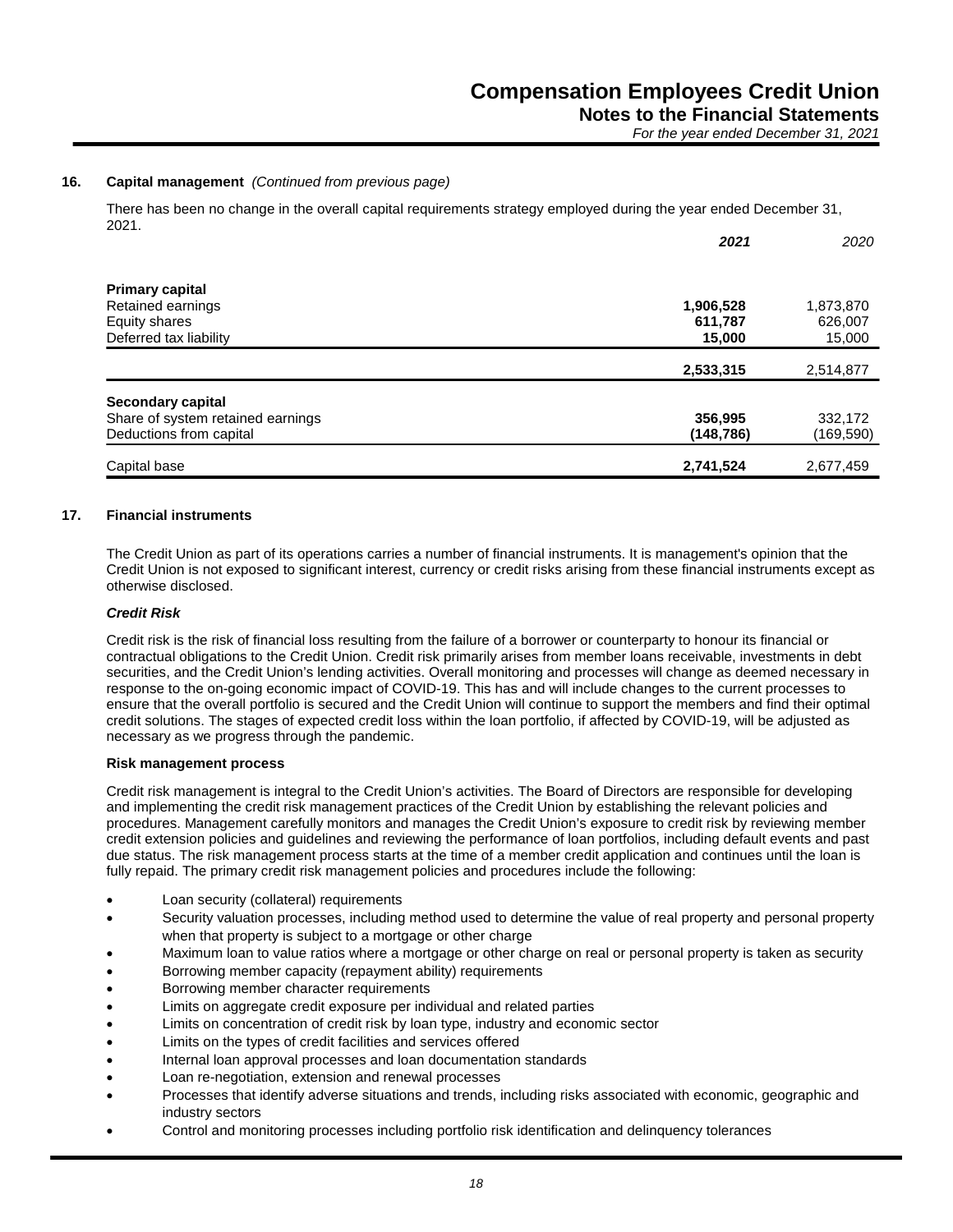### 16. Capital management *(Continued from previous page)*

There has been no change in the overall capital requirements strategy employed during the year ended December 31, 2021.

| | ***2021*** | *2020* |
|---|---|---|
| **Primary capital** | | |
| Retained earnings | **1,906,528** | 1,873,870 |
| Equity shares | **611,787** | 626,007 |
| Deferred tax liability | **15,000** | 15,000 |
| | **2,533,315** | 2,514,877 |
| **Secondary capital** | | |
| Share of system retained earnings | **356,995** | 332,172 |
| Deductions from capital | **(148,786)** | (169,590) |
| Capital base | **2,741,524** | 2,677,459 |

### 17. Financial instruments

The Credit Union as part of its operations carries a number of financial instruments. It is management's opinion that the Credit Union is not exposed to significant interest, currency or credit risks arising from these financial instruments except as otherwise disclosed.

***Credit Risk***

Credit risk is the risk of financial loss resulting from the failure of a borrower or counterparty to honour its financial or contractual obligations to the Credit Union. Credit risk primarily arises from member loans receivable, investments in debt securities, and the Credit Union's lending activities. Overall monitoring and processes will change as deemed necessary in response to the on-going economic impact of COVID-19. This has and will include changes to the current processes to ensure that the overall portfolio is secured and the Credit Union will continue to support the members and find their optimal credit solutions. The stages of expected credit loss within the loan portfolio, if affected by COVID-19, will be adjusted as necessary as we progress through the pandemic.

**Risk management process**

Credit risk management is integral to the Credit Union's activities. The Board of Directors are responsible for developing and implementing the credit risk management practices of the Credit Union by establishing the relevant policies and procedures. Management carefully monitors and manages the Credit Union's exposure to credit risk by reviewing member credit extension policies and guidelines and reviewing the performance of loan portfolios, including default events and past due status. The risk management process starts at the time of a member credit application and continues until the loan is fully repaid. The primary credit risk management policies and procedures include the following:

- Loan security (collateral) requirements
- Security valuation processes, including method used to determine the value of real property and personal property when that property is subject to a mortgage or other charge
- Maximum loan to value ratios where a mortgage or other charge on real or personal property is taken as security
- Borrowing member capacity (repayment ability) requirements
- Borrowing member character requirements
- Limits on aggregate credit exposure per individual and related parties
- Limits on concentration of credit risk by loan type, industry and economic sector
- Limits on the types of credit facilities and services offered
- Internal loan approval processes and loan documentation standards
- Loan re-negotiation, extension and renewal processes
- Processes that identify adverse situations and trends, including risks associated with economic, geographic and industry sectors
- Control and monitoring processes including portfolio risk identification and delinquency tolerances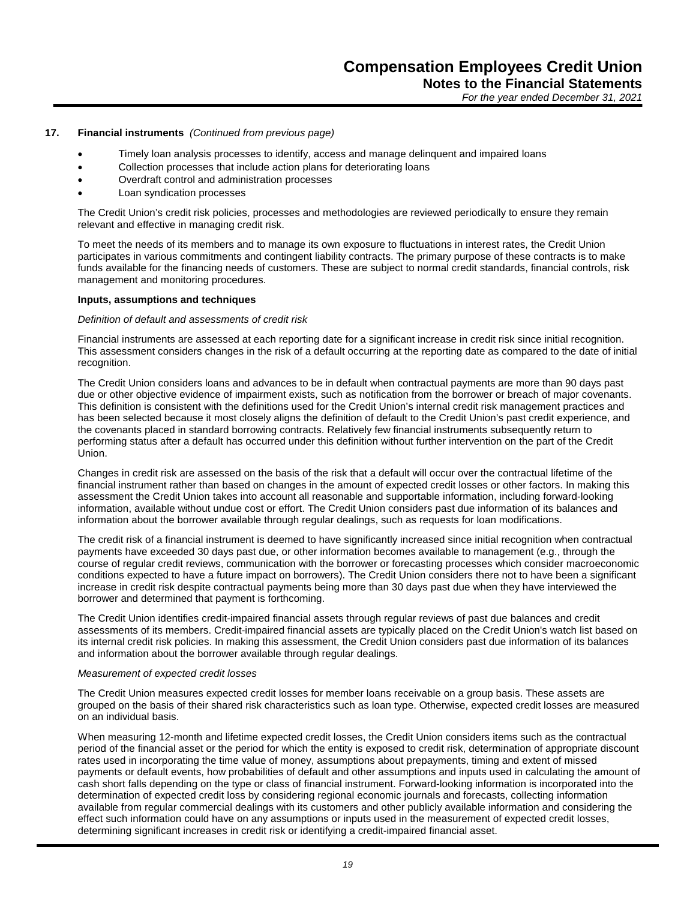## 17. Financial instruments *(Continued from previous page)*

- Timely loan analysis processes to identify, access and manage delinquent and impaired loans
- Collection processes that include action plans for deteriorating loans
- Overdraft control and administration processes
- Loan syndication processes

The Credit Union's credit risk policies, processes and methodologies are reviewed periodically to ensure they remain relevant and effective in managing credit risk.

To meet the needs of its members and to manage its own exposure to fluctuations in interest rates, the Credit Union participates in various commitments and contingent liability contracts. The primary purpose of these contracts is to make funds available for the financing needs of customers. These are subject to normal credit standards, financial controls, risk management and monitoring procedures.

**Inputs, assumptions and techniques**

*Definition of default and assessments of credit risk*

Financial instruments are assessed at each reporting date for a significant increase in credit risk since initial recognition. This assessment considers changes in the risk of a default occurring at the reporting date as compared to the date of initial recognition.

The Credit Union considers loans and advances to be in default when contractual payments are more than 90 days past due or other objective evidence of impairment exists, such as notification from the borrower or breach of major covenants. This definition is consistent with the definitions used for the Credit Union's internal credit risk management practices and has been selected because it most closely aligns the definition of default to the Credit Union's past credit experience, and the covenants placed in standard borrowing contracts. Relatively few financial instruments subsequently return to performing status after a default has occurred under this definition without further intervention on the part of the Credit Union.

Changes in credit risk are assessed on the basis of the risk that a default will occur over the contractual lifetime of the financial instrument rather than based on changes in the amount of expected credit losses or other factors. In making this assessment the Credit Union takes into account all reasonable and supportable information, including forward-looking information, available without undue cost or effort. The Credit Union considers past due information of its balances and information about the borrower available through regular dealings, such as requests for loan modifications.

The credit risk of a financial instrument is deemed to have significantly increased since initial recognition when contractual payments have exceeded 30 days past due, or other information becomes available to management (e.g., through the course of regular credit reviews, communication with the borrower or forecasting processes which consider macroeconomic conditions expected to have a future impact on borrowers). The Credit Union considers there not to have been a significant increase in credit risk despite contractual payments being more than 30 days past due when they have interviewed the borrower and determined that payment is forthcoming.

The Credit Union identifies credit-impaired financial assets through regular reviews of past due balances and credit assessments of its members. Credit-impaired financial assets are typically placed on the Credit Union's watch list based on its internal credit risk policies. In making this assessment, the Credit Union considers past due information of its balances and information about the borrower available through regular dealings.

*Measurement of expected credit losses*

The Credit Union measures expected credit losses for member loans receivable on a group basis. These assets are grouped on the basis of their shared risk characteristics such as loan type. Otherwise, expected credit losses are measured on an individual basis.

When measuring 12-month and lifetime expected credit losses, the Credit Union considers items such as the contractual period of the financial asset or the period for which the entity is exposed to credit risk, determination of appropriate discount rates used in incorporating the time value of money, assumptions about prepayments, timing and extent of missed payments or default events, how probabilities of default and other assumptions and inputs used in calculating the amount of cash short falls depending on the type or class of financial instrument. Forward-looking information is incorporated into the determination of expected credit loss by considering regional economic journals and forecasts, collecting information available from regular commercial dealings with its customers and other publicly available information and considering the effect such information could have on any assumptions or inputs used in the measurement of expected credit losses, determining significant increases in credit risk or identifying a credit-impaired financial asset.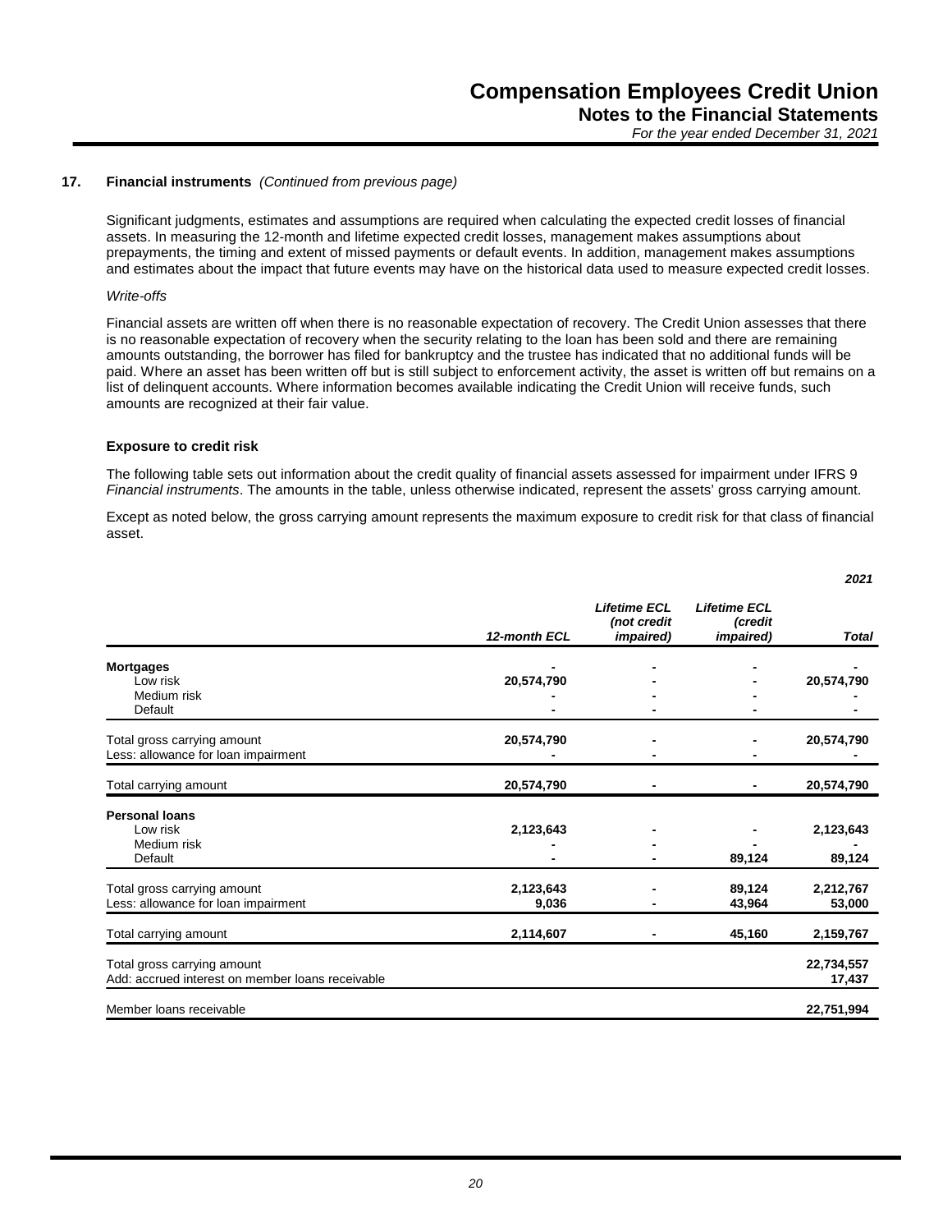## 17. Financial instruments *(Continued from previous page)*

Significant judgments, estimates and assumptions are required when calculating the expected credit losses of financial assets. In measuring the 12-month and lifetime expected credit losses, management makes assumptions about prepayments, the timing and extent of missed payments or default events. In addition, management makes assumptions and estimates about the impact that future events may have on the historical data used to measure expected credit losses.

*Write-offs*

Financial assets are written off when there is no reasonable expectation of recovery. The Credit Union assesses that there is no reasonable expectation of recovery when the security relating to the loan has been sold and there are remaining amounts outstanding, the borrower has filed for bankruptcy and the trustee has indicated that no additional funds will be paid. Where an asset has been written off but is still subject to enforcement activity, the asset is written off but remains on a list of delinquent accounts. Where information becomes available indicating the Credit Union will receive funds, such amounts are recognized at their fair value.

### Exposure to credit risk

The following table sets out information about the credit quality of financial assets assessed for impairment under IFRS 9 *Financial instruments*. The amounts in the table, unless otherwise indicated, represent the assets' gross carrying amount.

Except as noted below, the gross carrying amount represents the maximum exposure to credit risk for that class of financial asset.

| | | | | *2021* |
|---|---|---|---|---|
| | *12-month ECL* | *Lifetime ECL (not credit impaired)* | *Lifetime ECL (credit impaired)* | *Total* |
| **Mortgages** | - | - | - | - |
| Low risk | 20,574,790 | - | - | 20,574,790 |
| Medium risk | - | - | - | - |
| Default | - | - | - | - |
| Total gross carrying amount | 20,574,790 | - | - | 20,574,790 |
| Less: allowance for loan impairment | - | - | - | - |
| Total carrying amount | 20,574,790 | - | - | 20,574,790 |
| **Personal loans** | | | | |
| Low risk | 2,123,643 | - | - | 2,123,643 |
| Medium risk | - | - | - | - |
| Default | - | - | 89,124 | 89,124 |
| Total gross carrying amount | 2,123,643 | - | 89,124 | 2,212,767 |
| Less: allowance for loan impairment | 9,036 | - | 43,964 | 53,000 |
| Total carrying amount | 2,114,607 | - | 45,160 | 2,159,767 |
| Total gross carrying amount | | | | 22,734,557 |
| Add: accrued interest on member loans receivable | | | | 17,437 |
| Member loans receivable | | | | 22,751,994 |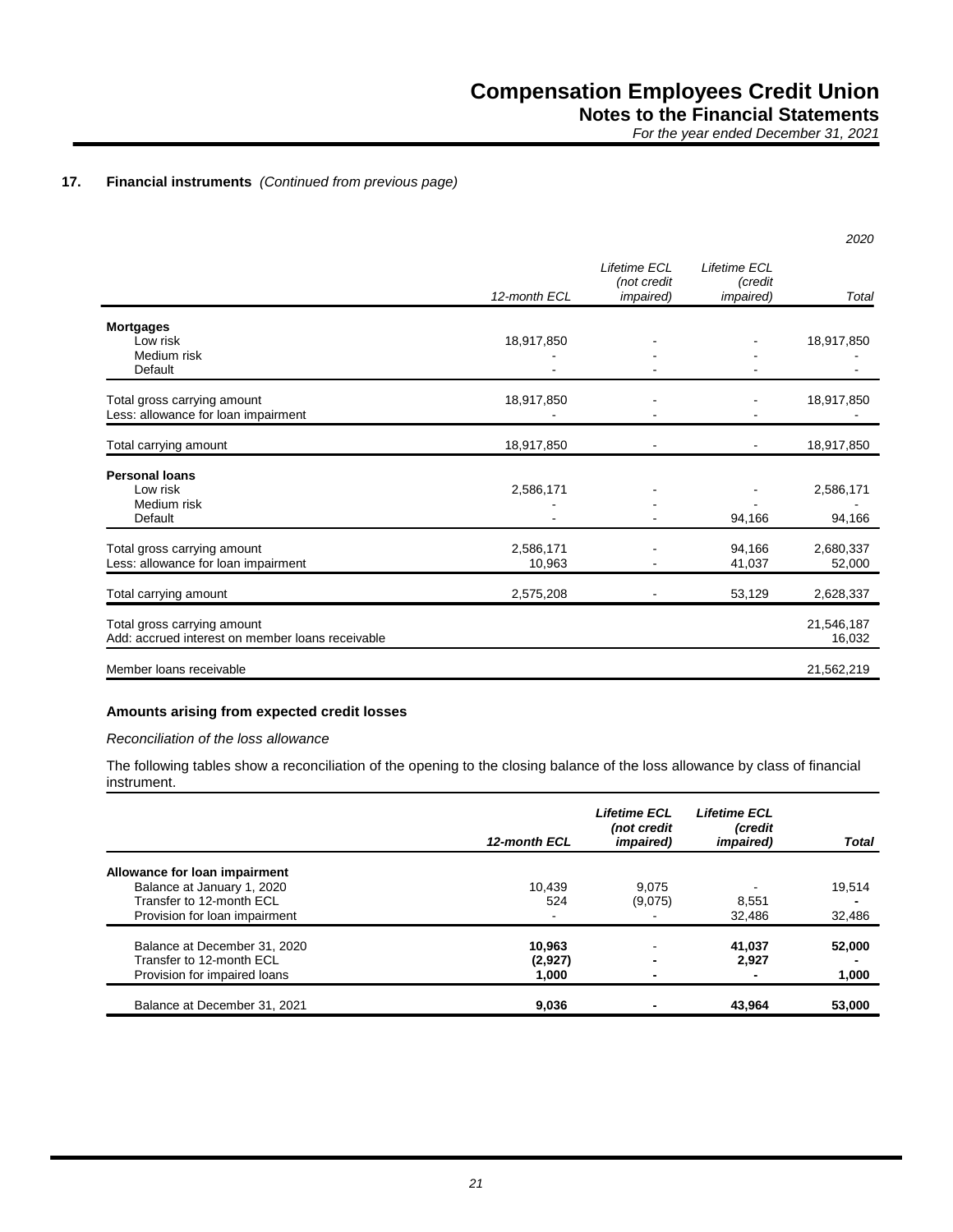## 17. Financial instruments *(Continued from previous page)*

*2020*

| | *12-month ECL* | *Lifetime ECL (not credit impaired)* | *Lifetime ECL (credit impaired)* | *Total* |
|---|---|---|---|---|
| **Mortgages** | | | | |
| Low risk | 18,917,850 | - | - | 18,917,850 |
| Medium risk | - | - | - | - |
| Default | - | - | - | - |
| Total gross carrying amount | 18,917,850 | - | - | 18,917,850 |
| Less: allowance for loan impairment | - | - | - | - |
| Total carrying amount | 18,917,850 | - | - | 18,917,850 |
| **Personal loans** | | | | |
| Low risk | 2,586,171 | - | - | 2,586,171 |
| Medium risk | - | - | - | - |
| Default | - | - | 94,166 | 94,166 |
| Total gross carrying amount | 2,586,171 | - | 94,166 | 2,680,337 |
| Less: allowance for loan impairment | 10,963 | - | 41,037 | 52,000 |
| Total carrying amount | 2,575,208 | - | 53,129 | 2,628,337 |
| Total gross carrying amount | | | | 21,546,187 |
| Add: accrued interest on member loans receivable | | | | 16,032 |
| Member loans receivable | | | | 21,562,219 |

**Amounts arising from expected credit losses**

*Reconciliation of the loss allowance*

The following tables show a reconciliation of the opening to the closing balance of the loss allowance by class of financial instrument.

| | ***12-month ECL*** | ***Lifetime ECL (not credit impaired)*** | ***Lifetime ECL (credit impaired)*** | ***Total*** |
|---|---|---|---|---|
| **Allowance for loan impairment** | | | | |
| Balance at January 1, 2020 | 10,439 | 9,075 | - | 19,514 |
| Transfer to 12-month ECL | 524 | (9,075) | 8,551 | - |
| Provision for loan impairment | - | - | 32,486 | 32,486 |
| Balance at December 31, 2020 | **10,963** | - | **41,037** | **52,000** |
| Transfer to 12-month ECL | **(2,927)** | **-** | **2,927** | **-** |
| Provision for impaired loans | **1,000** | **-** | **-** | **1,000** |
| Balance at December 31, 2021 | **9,036** | **-** | **43,964** | **53,000** |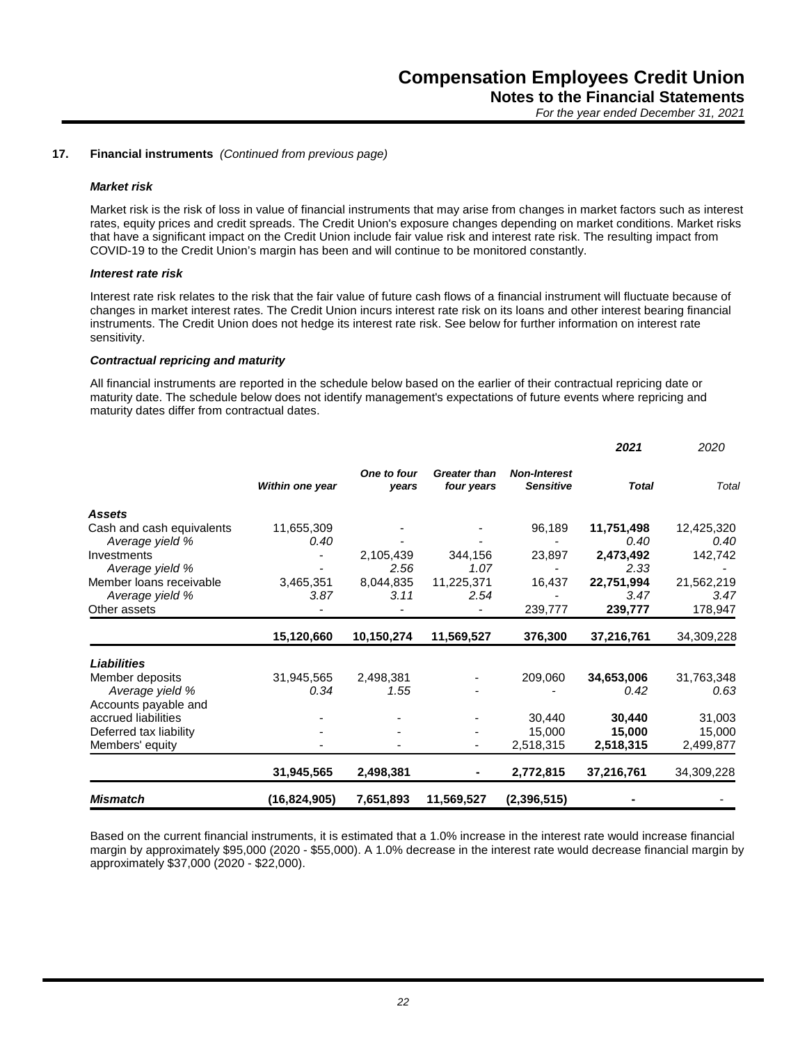### 17. Financial instruments *(Continued from previous page)*

#### *Market risk*

Market risk is the risk of loss in value of financial instruments that may arise from changes in market factors such as interest rates, equity prices and credit spreads. The Credit Union's exposure changes depending on market conditions. Market risks that have a significant impact on the Credit Union include fair value risk and interest rate risk. The resulting impact from COVID-19 to the Credit Union's margin has been and will continue to be monitored constantly.

#### *Interest rate risk*

Interest rate risk relates to the risk that the fair value of future cash flows of a financial instrument will fluctuate because of changes in market interest rates. The Credit Union incurs interest rate risk on its loans and other interest bearing financial instruments. The Credit Union does not hedge its interest rate risk. See below for further information on interest rate sensitivity.

#### *Contractual repricing and maturity*

All financial instruments are reported in the schedule below based on the earlier of their contractual repricing date or maturity date. The schedule below does not identify management's expectations of future events where repricing and maturity dates differ from contractual dates.

| | | | | | ***2021*** | *2020* |
|---|---|---|---|---|---|---|
| | ***Within one year*** | ***One to four years*** | ***Greater than four years*** | ***Non-Interest Sensitive*** | ***Total*** | *Total* |
| ***Assets*** | | | | | | |
| Cash and cash equivalents | 11,655,309 | - | - | 96,189 | **11,751,498** | 12,425,320 |
| *Average yield %* | *0.40* | - | - | - | ***0.40*** | *0.40* |
| Investments | - | 2,105,439 | 344,156 | 23,897 | **2,473,492** | 142,742 |
| *Average yield %* | - | *2.56* | *1.07* | - | ***2.33*** | - |
| Member loans receivable | 3,465,351 | 8,044,835 | 11,225,371 | 16,437 | **22,751,994** | 21,562,219 |
| *Average yield %* | *3.87* | *3.11* | *2.54* | - | ***3.47*** | *3.47* |
| Other assets | - | - | - | 239,777 | **239,777** | 178,947 |
| | **15,120,660** | **10,150,274** | **11,569,527** | **376,300** | **37,216,761** | 34,309,228 |
| ***Liabilities*** | | | | | | |
| Member deposits | 31,945,565 | 2,498,381 | - | 209,060 | **34,653,006** | 31,763,348 |
| *Average yield %* | *0.34* | *1.55* | - | - | ***0.42*** | *0.63* |
| Accounts payable and accrued liabilities | - | - | - | 30,440 | **30,440** | 31,003 |
| Deferred tax liability | - | - | - | 15,000 | **15,000** | 15,000 |
| Members' equity | - | - | - | 2,518,315 | **2,518,315** | 2,499,877 |
| | **31,945,565** | **2,498,381** | **-** | **2,772,815** | **37,216,761** | 34,309,228 |
| ***Mismatch*** | **(16,824,905)** | **7,651,893** | **11,569,527** | **(2,396,515)** | **-** | - |

Based on the current financial instruments, it is estimated that a 1.0% increase in the interest rate would increase financial margin by approximately $95,000 (2020 - $55,000). A 1.0% decrease in the interest rate would decrease financial margin by approximately $37,000 (2020 - $22,000).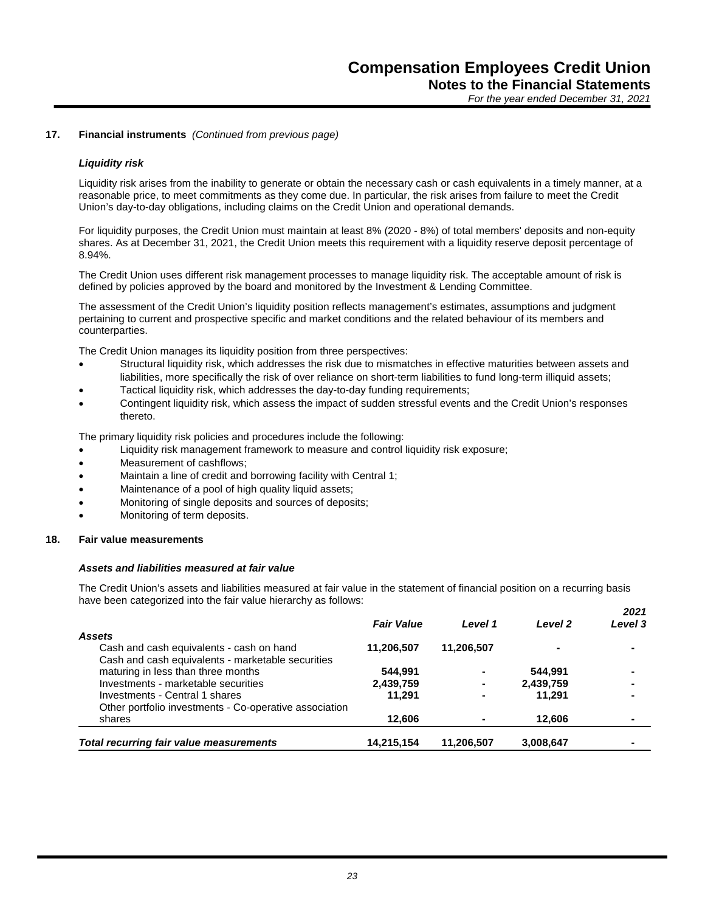## 17. Financial instruments *(Continued from previous page)*

### *Liquidity risk*

Liquidity risk arises from the inability to generate or obtain the necessary cash or cash equivalents in a timely manner, at a reasonable price, to meet commitments as they come due. In particular, the risk arises from failure to meet the Credit Union's day-to-day obligations, including claims on the Credit Union and operational demands.

For liquidity purposes, the Credit Union must maintain at least 8% (2020 - 8%) of total members' deposits and non-equity shares. As at December 31, 2021, the Credit Union meets this requirement with a liquidity reserve deposit percentage of 8.94%.

The Credit Union uses different risk management processes to manage liquidity risk. The acceptable amount of risk is defined by policies approved by the board and monitored by the Investment & Lending Committee.

The assessment of the Credit Union's liquidity position reflects management's estimates, assumptions and judgment pertaining to current and prospective specific and market conditions and the related behaviour of its members and counterparties.

The Credit Union manages its liquidity position from three perspectives:

- Structural liquidity risk, which addresses the risk due to mismatches in effective maturities between assets and liabilities, more specifically the risk of over reliance on short-term liabilities to fund long-term illiquid assets;
- Tactical liquidity risk, which addresses the day-to-day funding requirements;
- Contingent liquidity risk, which assess the impact of sudden stressful events and the Credit Union's responses thereto.

The primary liquidity risk policies and procedures include the following:

- Liquidity risk management framework to measure and control liquidity risk exposure;
- Measurement of cashflows;
- Maintain a line of credit and borrowing facility with Central 1;
- Maintenance of a pool of high quality liquid assets;
- Monitoring of single deposits and sources of deposits;
- Monitoring of term deposits.

## 18. Fair value measurements

### *Assets and liabilities measured at fair value*

The Credit Union's assets and liabilities measured at fair value in the statement of financial position on a recurring basis have been categorized into the fair value hierarchy as follows:

| | *Fair Value* | *Level 1* | *Level 2* | *2021 Level 3* |
|---|---|---|---|---|
| ***Assets*** | | | | |
| Cash and cash equivalents - cash on hand | **11,206,507** | **11,206,507** | **-** | **-** |
| Cash and cash equivalents - marketable securities maturing in less than three months | **544,991** | **-** | **544,991** | **-** |
| Investments - marketable securities | **2,439,759** | **-** | **2,439,759** | **-** |
| Investments - Central 1 shares | **11,291** | **-** | **11,291** | **-** |
| Other portfolio investments - Co-operative association shares | **12,606** | **-** | **12,606** | **-** |
| ***Total recurring fair value measurements*** | **14,215,154** | **11,206,507** | **3,008,647** | **-** |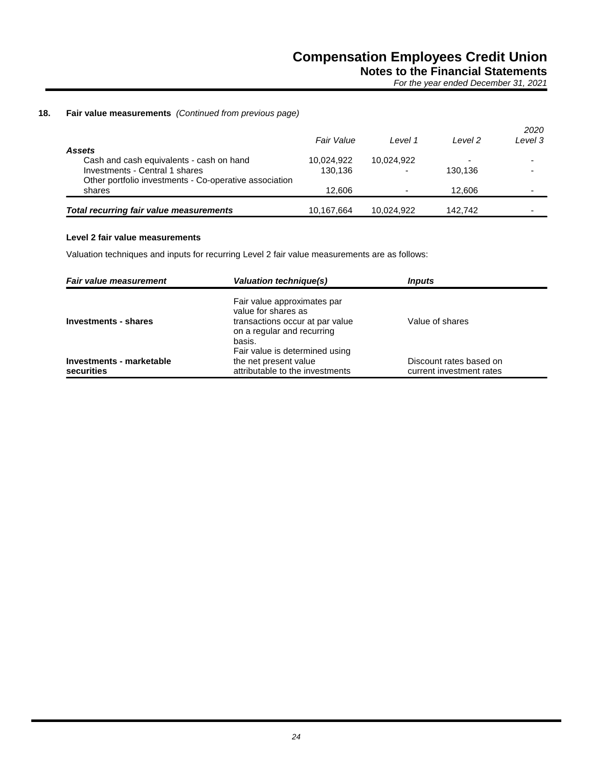### 18. Fair value measurements *(Continued from previous page)*

| | *Fair Value* | *Level 1* | *Level 2* | *2020 Level 3* |
|---|---|---|---|---|
| ***Assets*** | | | | |
| Cash and cash equivalents - cash on hand | 10,024,922 | 10,024,922 | - | - |
| Investments - Central 1 shares | 130,136 | - | 130,136 | - |
| Other portfolio investments - Co-operative association shares | 12,606 | - | 12,606 | - |
| ***Total recurring fair value measurements*** | 10,167,664 | 10,024,922 | 142,742 | - |

**Level 2 fair value measurements**

Valuation techniques and inputs for recurring Level 2 fair value measurements are as follows:

| *Fair value measurement* | *Valuation technique(s)* | *Inputs* |
|---|---|---|
| **Investments - shares** | Fair value approximates par value for shares as transactions occur at par value on a regular and recurring basis. | Value of shares |
| **Investments - marketable securities** | Fair value is determined using the net present value attributable to the investments | Discount rates based on current investment rates |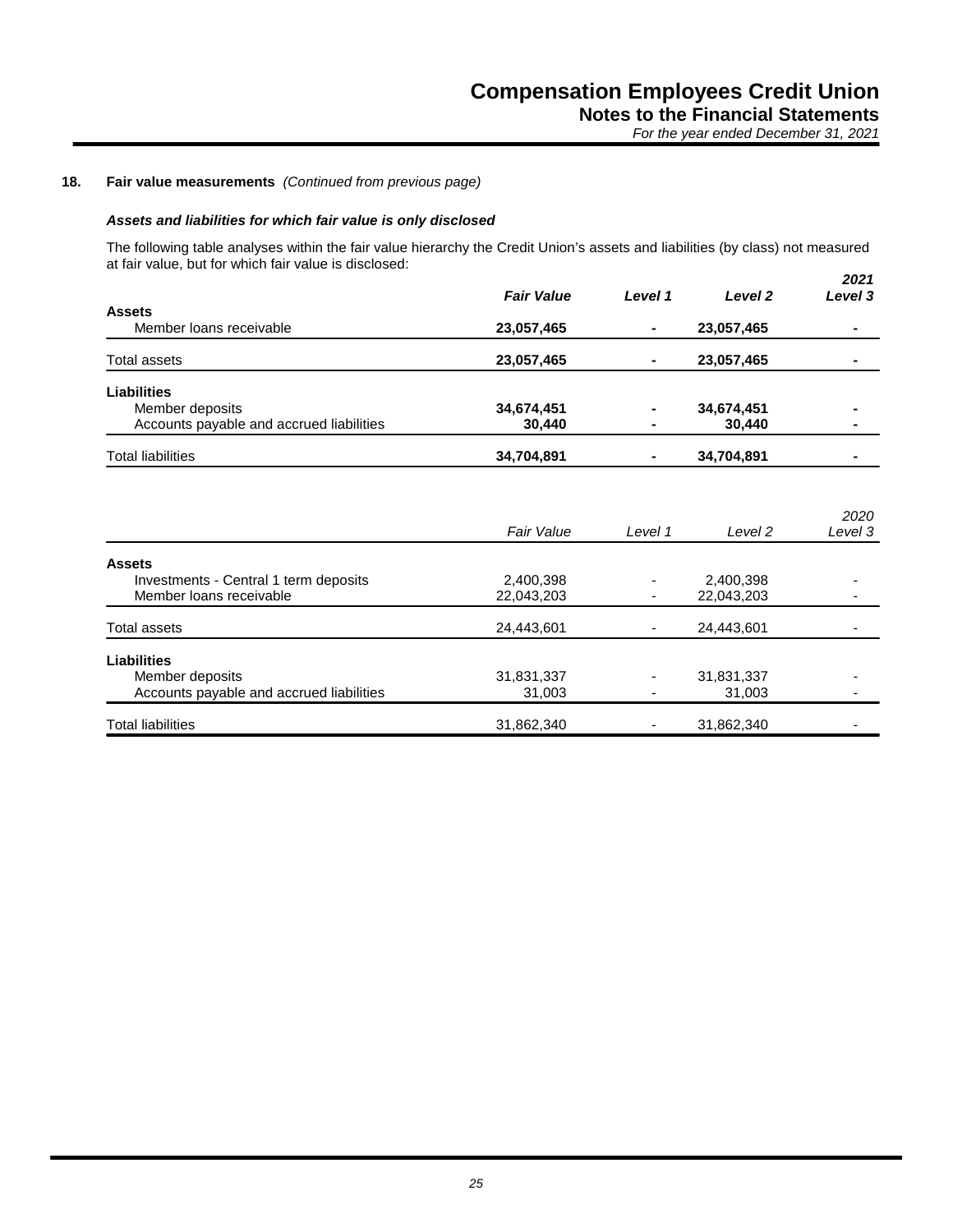## 18. Fair value measurements *(Continued from previous page)*

### *Assets and liabilities for which fair value is only disclosed*

The following table analyses within the fair value hierarchy the Credit Union's assets and liabilities (by class) not measured at fair value, but for which fair value is disclosed:

| | ***Fair Value*** | ***Level 1*** | ***Level 2*** | ***2021 Level 3*** |
|---|---|---|---|---|
| **Assets** | | | | |
| Member loans receivable | **23,057,465** | **-** | **23,057,465** | **-** |
| Total assets | **23,057,465** | **-** | **23,057,465** | **-** |
| **Liabilities** | | | | |
| Member deposits | **34,674,451** | **-** | **34,674,451** | **-** |
| Accounts payable and accrued liabilities | **30,440** | **-** | **30,440** | **-** |
| Total liabilities | **34,704,891** | **-** | **34,704,891** | **-** |

| | *Fair Value* | *Level 1* | *Level 2* | *2020 Level 3* |
|---|---|---|---|---|
| **Assets** | | | | |
| Investments - Central 1 term deposits | 2,400,398 | - | 2,400,398 | - |
| Member loans receivable | 22,043,203 | - | 22,043,203 | - |
| Total assets | 24,443,601 | - | 24,443,601 | - |
| **Liabilities** | | | | |
| Member deposits | 31,831,337 | - | 31,831,337 | - |
| Accounts payable and accrued liabilities | 31,003 | - | 31,003 | - |
| Total liabilities | 31,862,340 | - | 31,862,340 | - |